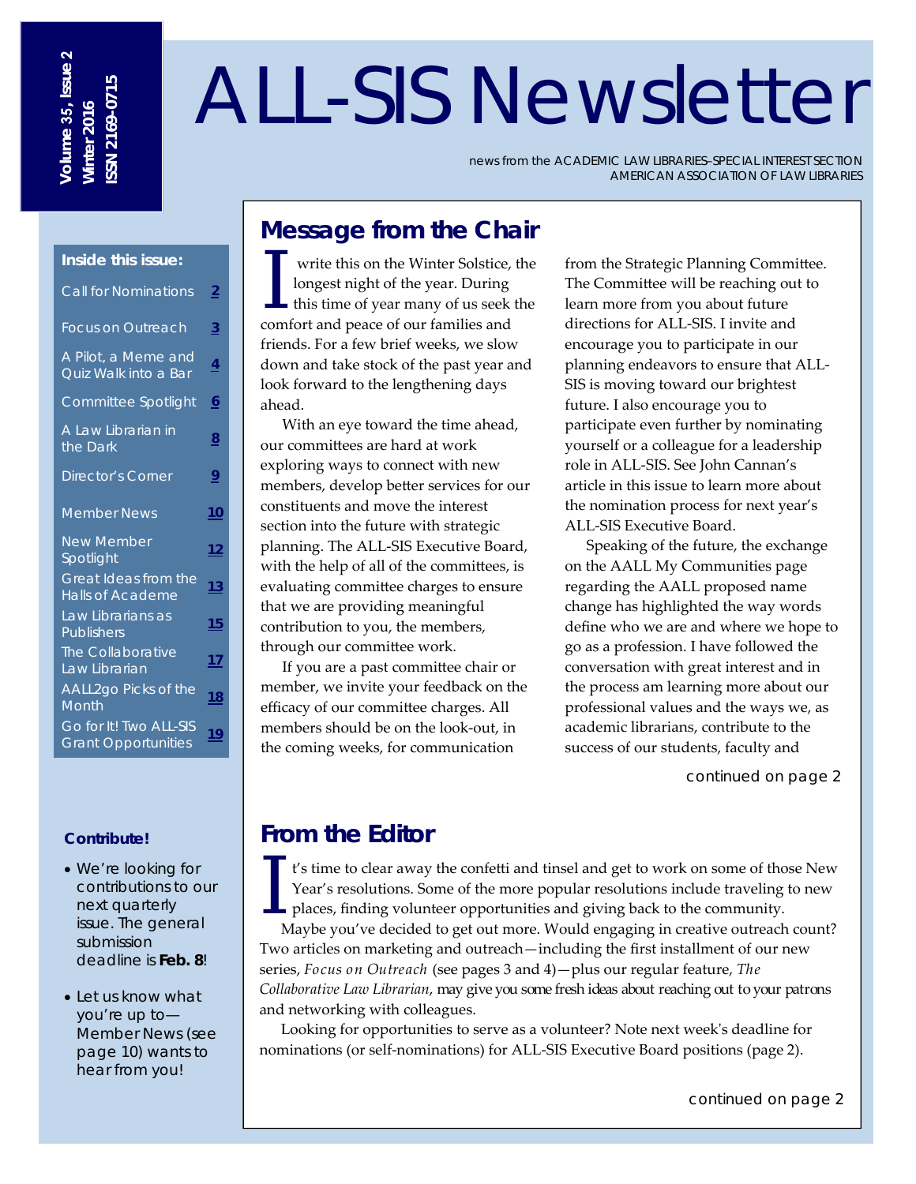Volume 35, Issue 2
Winter 2016
ISSN 2169-0715

# ALL-SIS Newsletter

news from the ACADEMIC LAW LIBRARIES–SPECIAL INTEREST SECTION
AMERICAN ASSOCIATION OF LAW LIBRARIES

**Inside this issue:**

| | |
|---|---|
| Call for Nominations | 2 |
| Focus on Outreach | 3 |
| A Pilot, a Meme and Quiz Walk into a Bar | 4 |
| Committee Spotlight | 6 |
| A Law Librarian in the Dark | 8 |
| Director's Corner | 9 |
| Member News | 10 |
| New Member Spotlight | 12 |
| Great Ideas from the Halls of Academe | 13 |
| Law Librarians as Publishers | 15 |
| The Collaborative Law Librarian | 17 |
| AALL2go Picks of the Month | 18 |
| Go for It! Two ALL-SIS Grant Opportunities | 19 |

## Message from the Chair

I write this on the Winter Solstice, the longest night of the year. During this time of year many of us seek the comfort and peace of our families and friends. For a few brief weeks, we slow down and take stock of the past year and look forward to the lengthening days ahead.

With an eye toward the time ahead, our committees are hard at work exploring ways to connect with new members, develop better services for our constituents and move the interest section into the future with strategic planning. The ALL-SIS Executive Board, with the help of all of the committees, is evaluating committee charges to ensure that we are providing meaningful contribution to you, the members, through our committee work.

If you are a past committee chair or member, we invite your feedback on the efficacy of our committee charges. All members should be on the look-out, in the coming weeks, for communication from the Strategic Planning Committee. The Committee will be reaching out to learn more from you about future directions for ALL-SIS. I invite and encourage you to participate in our planning endeavors to ensure that ALL-SIS is moving toward our brightest future. I also encourage you to participate even further by nominating yourself or a colleague for a leadership role in ALL-SIS. See John Cannan's article in this issue to learn more about the nomination process for next year's ALL-SIS Executive Board.

Speaking of the future, the exchange on the AALL My Communities page regarding the AALL proposed name change has highlighted the way words define who we are and where we hope to go as a profession. I have followed the conversation with great interest and in the process am learning more about our professional values and the ways we, as academic librarians, contribute to the success of our students, faculty and

continued on page 2

## From the Editor

It's time to clear away the confetti and tinsel and get to work on some of those New Year's resolutions. Some of the more popular resolutions include traveling to new places, finding volunteer opportunities and giving back to the community.

Maybe you've decided to get out more. Would engaging in creative outreach count? Two articles on marketing and outreach—including the first installment of our new series, *Focus on Outreach* (see pages 3 and 4)—plus our regular feature, *The Collaborative Law Librarian*, may give you some fresh ideas about reaching out to your patrons and networking with colleagues.

Looking for opportunities to serve as a volunteer? Note next week's deadline for nominations (or self-nominations) for ALL-SIS Executive Board positions (page 2).

continued on page 2

**Contribute!**

- We're looking for contributions to our next quarterly issue. The general submission deadline is **Feb. 8**!
- Let us know what you're up to—Member News (see page 10) wants to hear from you!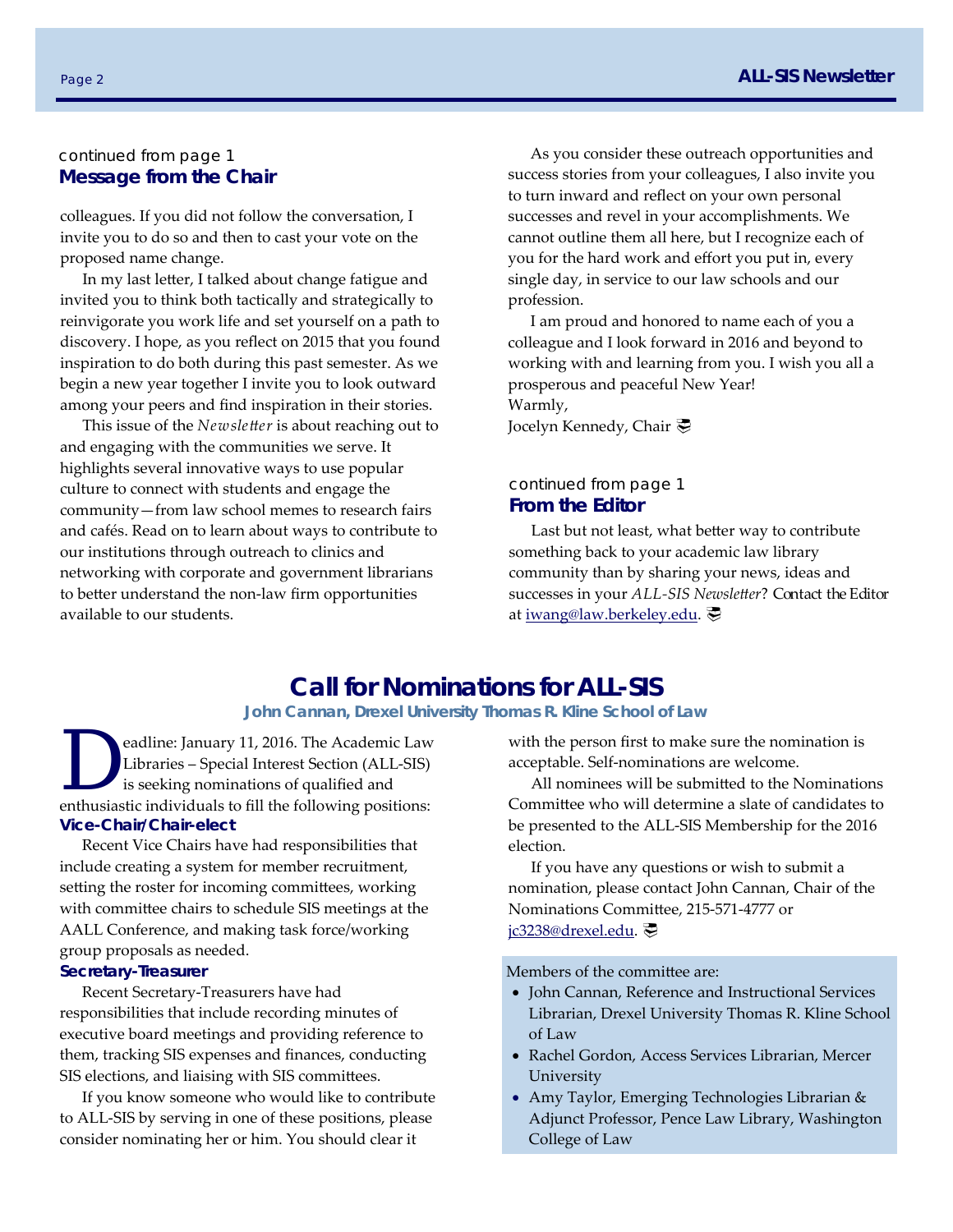continued from page 1

## Message from the Chair

colleagues. If you did not follow the conversation, I invite you to do so and then to cast your vote on the proposed name change.

In my last letter, I talked about change fatigue and invited you to think both tactically and strategically to reinvigorate you work life and set yourself on a path to discovery. I hope, as you reflect on 2015 that you found inspiration to do both during this past semester. As we begin a new year together I invite you to look outward among your peers and find inspiration in their stories.

This issue of the *Newsletter* is about reaching out to and engaging with the communities we serve. It highlights several innovative ways to use popular culture to connect with students and engage the community—from law school memes to research fairs and cafés. Read on to learn about ways to contribute to our institutions through outreach to clinics and networking with corporate and government librarians to better understand the non-law firm opportunities available to our students.

As you consider these outreach opportunities and success stories from your colleagues, I also invite you to turn inward and reflect on your own personal successes and revel in your accomplishments. We cannot outline them all here, but I recognize each of you for the hard work and effort you put in, every single day, in service to our law schools and our profession.

I am proud and honored to name each of you a colleague and I look forward in 2016 and beyond to working with and learning from you. I wish you all a prosperous and peaceful New Year!

Warmly,

Jocelyn Kennedy, Chair

continued from page 1

## From the Editor

Last but not least, what better way to contribute something back to your academic law library community than by sharing your news, ideas and successes in your *ALL-SIS Newsletter*? Contact the Editor at iwang@law.berkeley.edu.

# Call for Nominations for ALL-SIS

**John Cannan, Drexel University Thomas R. Kline School of Law**

Deadline: January 11, 2016. The Academic Law Libraries – Special Interest Section (ALL-SIS) is seeking nominations of qualified and enthusiastic individuals to fill the following positions:

### Vice-Chair/Chair-elect

Recent Vice Chairs have had responsibilities that include creating a system for member recruitment, setting the roster for incoming committees, working with committee chairs to schedule SIS meetings at the AALL Conference, and making task force/working group proposals as needed.

### Secretary-Treasurer

Recent Secretary-Treasurers have had responsibilities that include recording minutes of executive board meetings and providing reference to them, tracking SIS expenses and finances, conducting SIS elections, and liaising with SIS committees.

If you know someone who would like to contribute to ALL-SIS by serving in one of these positions, please consider nominating her or him. You should clear it with the person first to make sure the nomination is acceptable. Self-nominations are welcome.

All nominees will be submitted to the Nominations Committee who will determine a slate of candidates to be presented to the ALL-SIS Membership for the 2016 election.

If you have any questions or wish to submit a nomination, please contact John Cannan, Chair of the Nominations Committee, 215-571-4777 or jc3238@drexel.edu.

Members of the committee are:

- John Cannan, Reference and Instructional Services Librarian, Drexel University Thomas R. Kline School of Law
- Rachel Gordon, Access Services Librarian, Mercer University
- Amy Taylor, Emerging Technologies Librarian & Adjunct Professor, Pence Law Library, Washington College of Law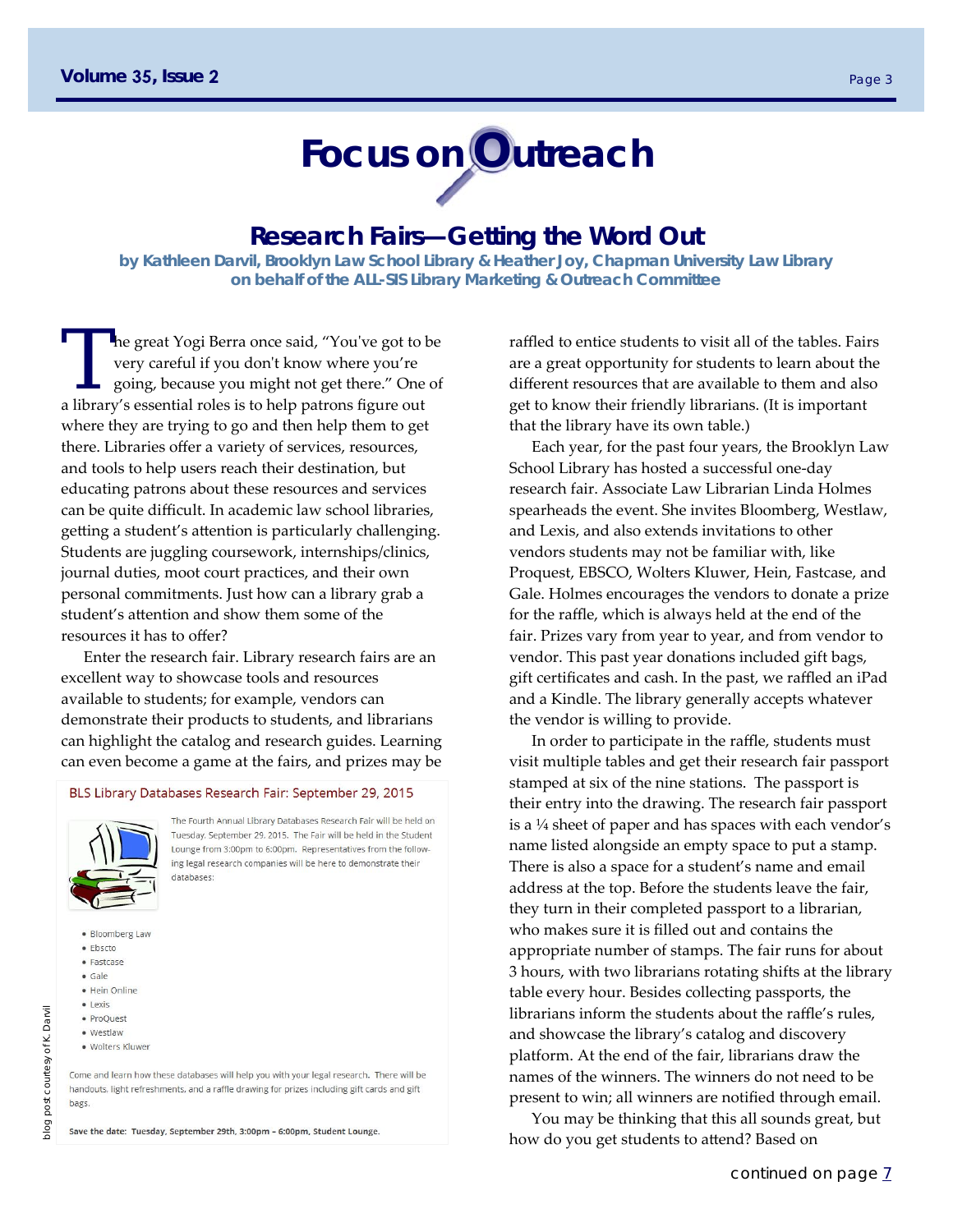# Focus on Outreach

## Research Fairs—Getting the Word Out

**by Kathleen Darvil, Brooklyn Law School Library & Heather Joy, Chapman University Law Library on behalf of the ALL-SIS Library Marketing & Outreach Committee**

The great Yogi Berra once said, "You've got to be very careful if you don't know where you're going, because you might not get there." One of a library's essential roles is to help patrons figure out where they are trying to go and then help them to get there. Libraries offer a variety of services, resources, and tools to help users reach their destination, but educating patrons about these resources and services can be quite difficult. In academic law school libraries, getting a student's attention is particularly challenging. Students are juggling coursework, internships/clinics, journal duties, moot court practices, and their own personal commitments. Just how can a library grab a student's attention and show them some of the resources it has to offer?

Enter the research fair. Library research fairs are an excellent way to showcase tools and resources available to students; for example, vendors can demonstrate their products to students, and librarians can highlight the catalog and research guides. Learning can even become a game at the fairs, and prizes may be raffled to entice students to visit all of the tables. Fairs are a great opportunity for students to learn about the different resources that are available to them and also get to know their friendly librarians. (It is important that the library have its own table.)

> **BLS Library Databases Research Fair: September 29, 2015**
>
> The Fourth Annual Library Databases Research Fair will be held on Tuesday, September 29, 2015. The Fair will be held in the Student Lounge from 3:00pm to 6:00pm. Representatives from the following legal research companies will be here to demonstrate their databases:
>
> - Bloomberg Law
> - Ebscto
> - Fastcase
> - Gale
> - Hein Online
> - Lexis
> - ProQuest
> - Westlaw
> - Wolters Kluwer
>
> Come and learn how these databases will help you with your legal research. There will be handouts, light refreshments, and a raffle drawing for prizes including gift cards and gift bags.
>
> **Save the date: Tuesday, September 29th, 3:00pm – 6:00pm, Student Lounge.**

blog post courtesy of K. Darvil

Each year, for the past four years, the Brooklyn Law School Library has hosted a successful one-day research fair. Associate Law Librarian Linda Holmes spearheads the event. She invites Bloomberg, Westlaw, and Lexis, and also extends invitations to other vendors students may not be familiar with, like Proquest, EBSCO, Wolters Kluwer, Hein, Fastcase, and Gale. Holmes encourages the vendors to donate a prize for the raffle, which is always held at the end of the fair. Prizes vary from year to year, and from vendor to vendor. This past year donations included gift bags, gift certificates and cash. In the past, we raffled an iPad and a Kindle. The library generally accepts whatever the vendor is willing to provide.

In order to participate in the raffle, students must visit multiple tables and get their research fair passport stamped at six of the nine stations. The passport is their entry into the drawing. The research fair passport is a ¼ sheet of paper and has spaces with each vendor's name listed alongside an empty space to put a stamp. There is also a space for a student's name and email address at the top. Before the students leave the fair, they turn in their completed passport to a librarian, who makes sure it is filled out and contains the appropriate number of stamps. The fair runs for about 3 hours, with two librarians rotating shifts at the library table every hour. Besides collecting passports, the librarians inform the students about the raffle's rules, and showcase the library's catalog and discovery platform. At the end of the fair, librarians draw the names of the winners. The winners do not need to be present to win; all winners are notified through email.

You may be thinking that this all sounds great, but how do you get students to attend? Based on

continued on page 7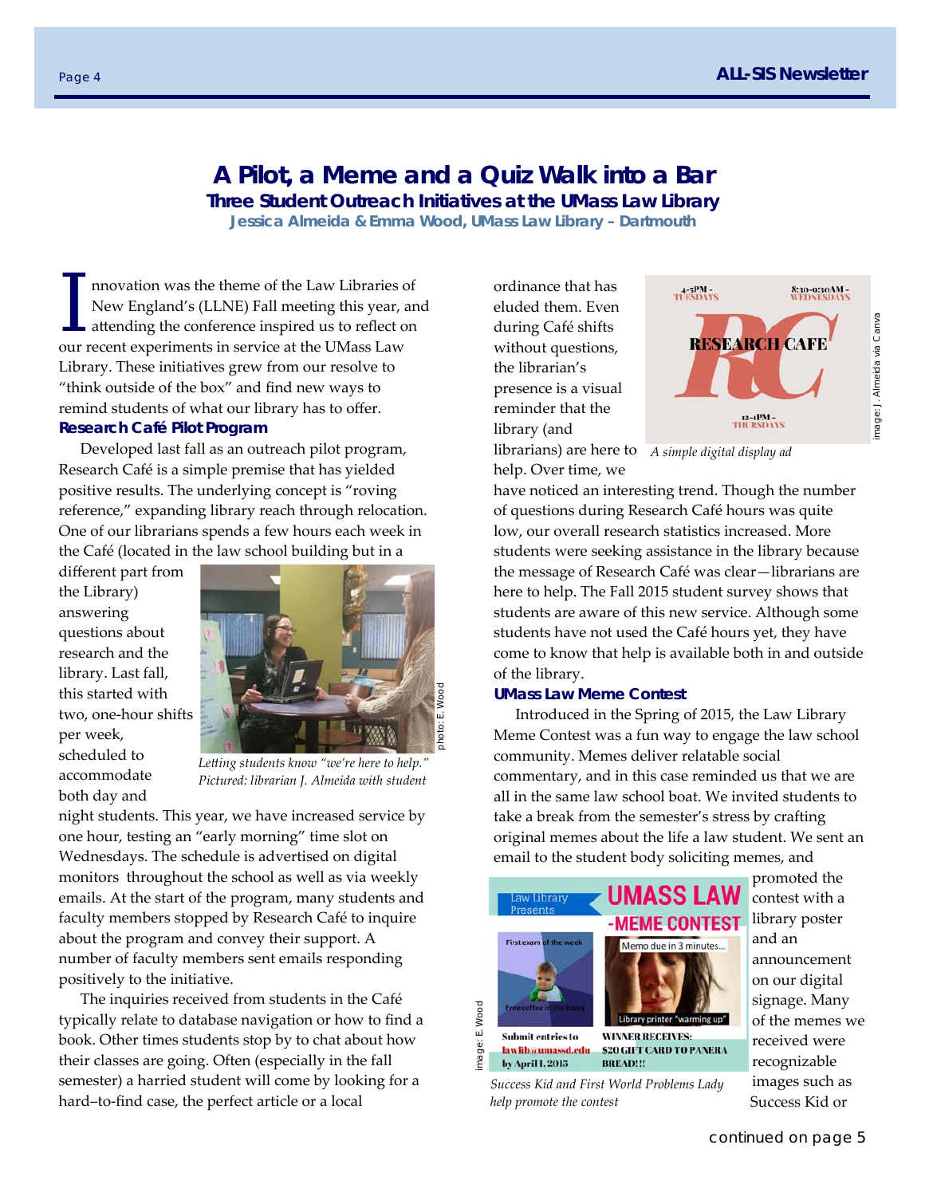# A Pilot, a Meme and a Quiz Walk into a Bar

## Three Student Outreach Initiatives at the UMass Law Library

**Jessica Almeida & Emma Wood, UMass Law Library – Dartmouth**

Innovation was the theme of the Law Libraries of New England's (LLNE) Fall meeting this year, and attending the conference inspired us to reflect on our recent experiments in service at the UMass Law Library. These initiatives grew from our resolve to "think outside of the box" and find new ways to remind students of what our library has to offer.

### Research Café Pilot Program

Developed last fall as an outreach pilot program, Research Café is a simple premise that has yielded positive results. The underlying concept is "roving reference," expanding library reach through relocation. One of our librarians spends a few hours each week in the Café (located in the law school building but in a different part from the Library) answering questions about research and the library. Last fall, this started with two, one-hour shifts per week, scheduled to accommodate both day and night students. This year, we have increased service by one hour, testing an "early morning" time slot on Wednesdays. The schedule is advertised on digital monitors throughout the school as well as via weekly emails. At the start of the program, many students and faculty members stopped by Research Café to inquire about the program and convey their support. A number of faculty members sent emails responding positively to the initiative.

*Letting students know "we're here to help." Pictured: librarian J. Almeida with student*

photo: E. Wood

The inquiries received from students in the Café typically relate to database navigation or how to find a book. Other times students stop by to chat about how their classes are going. Often (especially in the fall semester) a harried student will come by looking for a hard–to-find case, the perfect article or a local ordinance that has eluded them. Even during Café shifts without questions, the librarian's presence is a visual reminder that the library (and librarians) are here to help. Over time, we have noticed an interesting trend. Though the number of questions during Research Café hours was quite low, our overall research statistics increased. More students were seeking assistance in the library because the message of Research Café was clear—librarians are here to help. The Fall 2015 student survey shows that students are aware of this new service. Although some students have not used the Café hours yet, they have come to know that help is available both in and outside of the library.

*A simple digital display ad*

image: J. Almeida via Canva

### UMass Law Meme Contest

Introduced in the Spring of 2015, the Law Library Meme Contest was a fun way to engage the law school community. Memes deliver relatable social commentary, and in this case reminded us that we are all in the same law school boat. We invited students to take a break from the semester's stress by crafting original memes about the life a law student. We sent an email to the student body soliciting memes, and promoted the contest with a library poster and an announcement on our digital signage. Many of the memes we received were recognizable images such as Success Kid or

*Success Kid and First World Problems Lady help promote the contest*

image: E. Wood

continued on page 5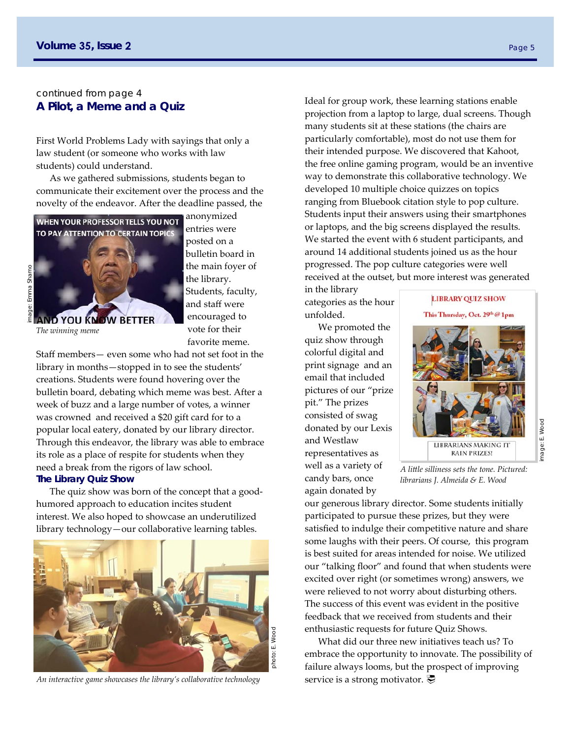continued from page 4

## A Pilot, a Meme and a Quiz

First World Problems Lady with sayings that only a law student (or someone who works with law students) could understand.

As we gathered submissions, students began to communicate their excitement over the process and the novelty of the endeavor. After the deadline passed, the anonymized entries were posted on a bulletin board in the main foyer of the library. Students, faculty, and staff were encouraged to vote for their favorite meme.

*The winning meme*

Staff members— even some who had not set foot in the library in months—stopped in to see the students' creations. Students were found hovering over the bulletin board, debating which meme was best. After a week of buzz and a large number of votes, a winner was crowned and received a $20 gift card for to a popular local eatery, donated by our library director. Through this endeavor, the library was able to embrace its role as a place of respite for students when they need a break from the rigors of law school.

### The Library Quiz Show

The quiz show was born of the concept that a good-humored approach to education incites student interest. We also hoped to showcase an underutilized library technology—our collaborative learning tables.

*An interactive game showcases the library's collaborative technology*

Ideal for group work, these learning stations enable projection from a laptop to large, dual screens. Though many students sit at these stations (the chairs are particularly comfortable), most do not use them for their intended purpose. We discovered that Kahoot, the free online gaming program, would be an inventive way to demonstrate this collaborative technology. We developed 10 multiple choice quizzes on topics ranging from Bluebook citation style to pop culture. Students input their answers using their smartphones or laptops, and the big screens displayed the results. We started the event with 6 student participants, and around 14 additional students joined us as the hour progressed. The pop culture categories were well received at the outset, but more interest was generated in the library categories as the hour unfolded.

We promoted the quiz show through colorful digital and print signage and an email that included pictures of our "prize pit." The prizes consisted of swag donated by our Lexis and Westlaw representatives as well as a variety of candy bars, once again donated by our generous library director. Some students initially participated to pursue these prizes, but they were satisfied to indulge their competitive nature and share some laughs with their peers. Of course, this program is best suited for areas intended for noise. We utilized our "talking floor" and found that when students were excited over right (or sometimes wrong) answers, we were relieved to not worry about disturbing others. The success of this event was evident in the positive feedback that we received from students and their enthusiastic requests for future Quiz Shows.

*A little silliness sets the tone. Pictured: librarians J. Almeida & E. Wood*

What did our three new initiatives teach us? To embrace the opportunity to innovate. The possibility of failure always looms, but the prospect of improving service is a strong motivator.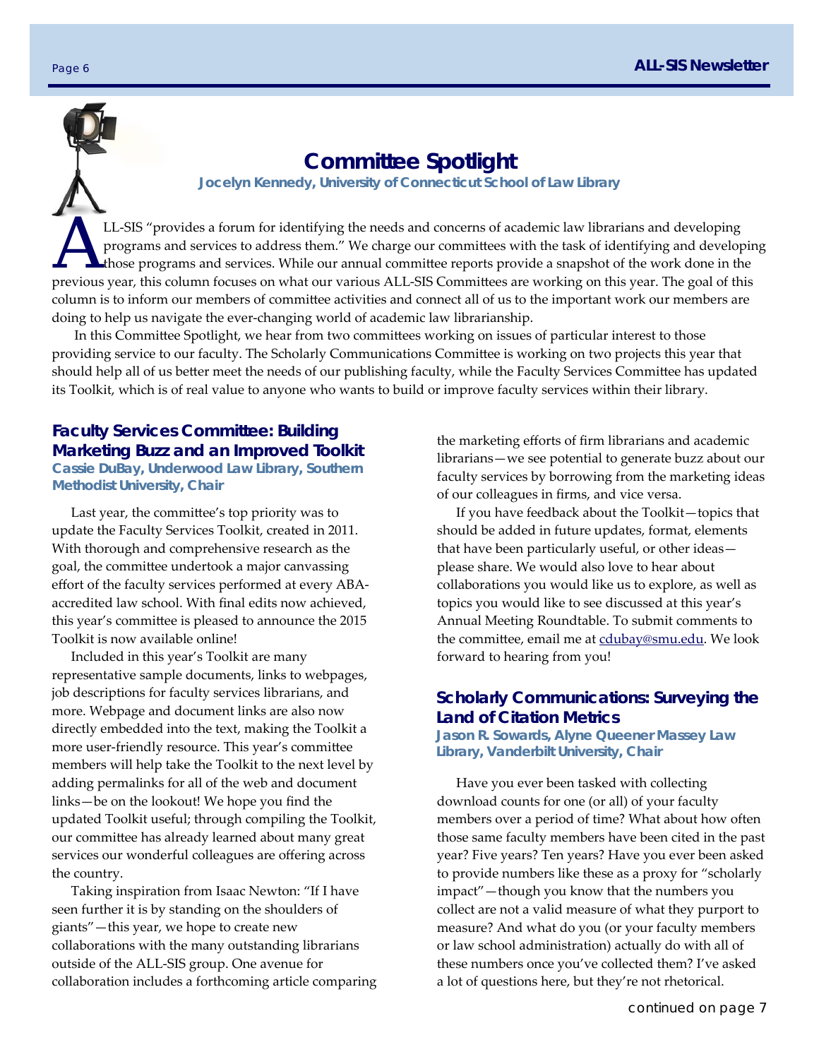# Committee Spotlight

**Jocelyn Kennedy, University of Connecticut School of Law Library**

ALL-SIS "provides a forum for identifying the needs and concerns of academic law librarians and developing programs and services to address them." We charge our committees with the task of identifying and developing those programs and services. While our annual committee reports provide a snapshot of the work done in the previous year, this column focuses on what our various ALL-SIS Committees are working on this year. The goal of this column is to inform our members of committee activities and connect all of us to the important work our members are doing to help us navigate the ever-changing world of academic law librarianship.

In this Committee Spotlight, we hear from two committees working on issues of particular interest to those providing service to our faculty. The Scholarly Communications Committee is working on two projects this year that should help all of us better meet the needs of our publishing faculty, while the Faculty Services Committee has updated its Toolkit, which is of real value to anyone who wants to build or improve faculty services within their library.

## Faculty Services Committee: Building Marketing Buzz and an Improved Toolkit

**Cassie DuBay, Underwood Law Library, Southern Methodist University, Chair**

Last year, the committee's top priority was to update the Faculty Services Toolkit, created in 2011. With thorough and comprehensive research as the goal, the committee undertook a major canvassing effort of the faculty services performed at every ABA-accredited law school. With final edits now achieved, this year's committee is pleased to announce the 2015 Toolkit is now available online!

Included in this year's Toolkit are many representative sample documents, links to webpages, job descriptions for faculty services librarians, and more. Webpage and document links are also now directly embedded into the text, making the Toolkit a more user-friendly resource. This year's committee members will help take the Toolkit to the next level by adding permalinks for all of the web and document links—be on the lookout! We hope you find the updated Toolkit useful; through compiling the Toolkit, our committee has already learned about many great services our wonderful colleagues are offering across the country.

Taking inspiration from Isaac Newton: "If I have seen further it is by standing on the shoulders of giants"—this year, we hope to create new collaborations with the many outstanding librarians outside of the ALL-SIS group. One avenue for collaboration includes a forthcoming article comparing the marketing efforts of firm librarians and academic librarians—we see potential to generate buzz about our faculty services by borrowing from the marketing ideas of our colleagues in firms, and vice versa.

If you have feedback about the Toolkit—topics that should be added in future updates, format, elements that have been particularly useful, or other ideas—please share. We would also love to hear about collaborations you would like us to explore, as well as topics you would like to see discussed at this year's Annual Meeting Roundtable. To submit comments to the committee, email me at cdubay@smu.edu. We look forward to hearing from you!

## Scholarly Communications: Surveying the Land of Citation Metrics

**Jason R. Sowards, Alyne Queener Massey Law Library, Vanderbilt University, Chair**

Have you ever been tasked with collecting download counts for one (or all) of your faculty members over a period of time? What about how often those same faculty members have been cited in the past year? Five years? Ten years? Have you ever been asked to provide numbers like these as a proxy for "scholarly impact"—though you know that the numbers you collect are not a valid measure of what they purport to measure? And what do you (or your faculty members or law school administration) actually do with all of these numbers once you've collected them? I've asked a lot of questions here, but they're not rhetorical.

*continued on page 7*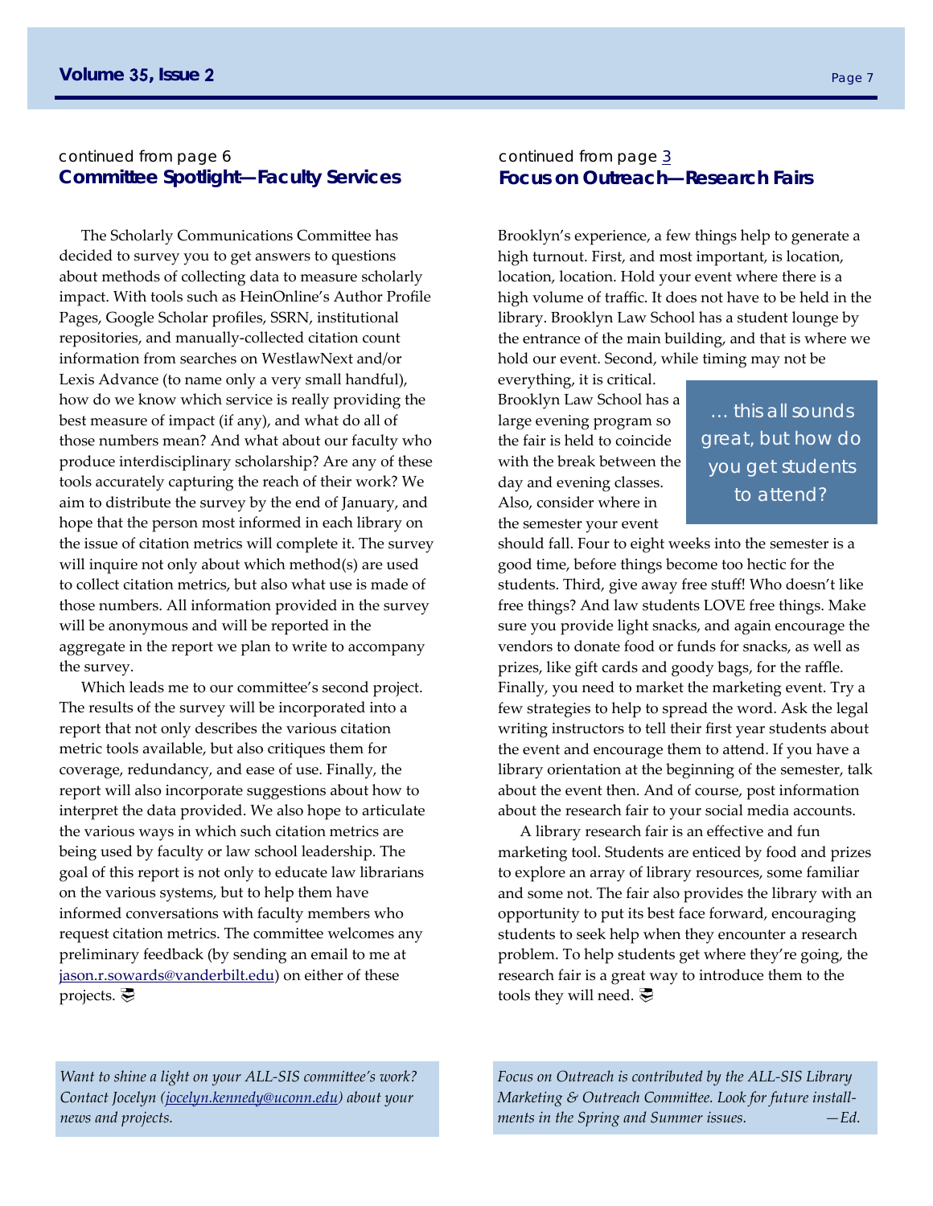continued from page 6

## Committee Spotlight—Faculty Services

The Scholarly Communications Committee has decided to survey you to get answers to questions about methods of collecting data to measure scholarly impact. With tools such as HeinOnline's Author Profile Pages, Google Scholar profiles, SSRN, institutional repositories, and manually-collected citation count information from searches on WestlawNext and/or Lexis Advance (to name only a very small handful), how do we know which service is really providing the best measure of impact (if any), and what do all of those numbers mean? And what about our faculty who produce interdisciplinary scholarship? Are any of these tools accurately capturing the reach of their work? We aim to distribute the survey by the end of January, and hope that the person most informed in each library on the issue of citation metrics will complete it. The survey will inquire not only about which method(s) are used to collect citation metrics, but also what use is made of those numbers. All information provided in the survey will be anonymous and will be reported in the aggregate in the report we plan to write to accompany the survey.

Which leads me to our committee's second project. The results of the survey will be incorporated into a report that not only describes the various citation metric tools available, but also critiques them for coverage, redundancy, and ease of use. Finally, the report will also incorporate suggestions about how to interpret the data provided. We also hope to articulate the various ways in which such citation metrics are being used by faculty or law school leadership. The goal of this report is not only to educate law librarians on the various systems, but to help them have informed conversations with faculty members who request citation metrics. The committee welcomes any preliminary feedback (by sending an email to me at jason.r.sowards@vanderbilt.edu) on either of these projects.

*Want to shine a light on your ALL-SIS committee's work? Contact Jocelyn (jocelyn.kennedy@uconn.edu) about your news and projects.*

continued from page 3

## Focus on Outreach—Research Fairs

Brooklyn's experience, a few things help to generate a high turnout. First, and most important, is location, location, location. Hold your event where there is a high volume of traffic. It does not have to be held in the library. Brooklyn Law School has a student lounge by the entrance of the main building, and that is where we hold our event. Second, while timing may not be everything, it is critical. Brooklyn Law School has a large evening program so the fair is held to coincide with the break between the day and evening classes. Also, consider where in the semester your event should fall. Four to eight weeks into the semester is a good time, before things become too hectic for the students. Third, give away free stuff! Who doesn't like free things? And law students LOVE free things. Make sure you provide light snacks, and again encourage the vendors to donate food or funds for snacks, as well as prizes, like gift cards and goody bags, for the raffle. Finally, you need to market the marketing event. Try a few strategies to help to spread the word. Ask the legal writing instructors to tell their first year students about the event and encourage them to attend. If you have a library orientation at the beginning of the semester, talk about the event then. And of course, post information about the research fair to your social media accounts.

> … this all sounds great, but how do you get students to attend?

A library research fair is an effective and fun marketing tool. Students are enticed by food and prizes to explore an array of library resources, some familiar and some not. The fair also provides the library with an opportunity to put its best face forward, encouraging students to seek help when they encounter a research problem. To help students get where they're going, the research fair is a great way to introduce them to the tools they will need.

*Focus on Outreach is contributed by the ALL-SIS Library Marketing & Outreach Committee. Look for future installments in the Spring and Summer issues. —Ed.*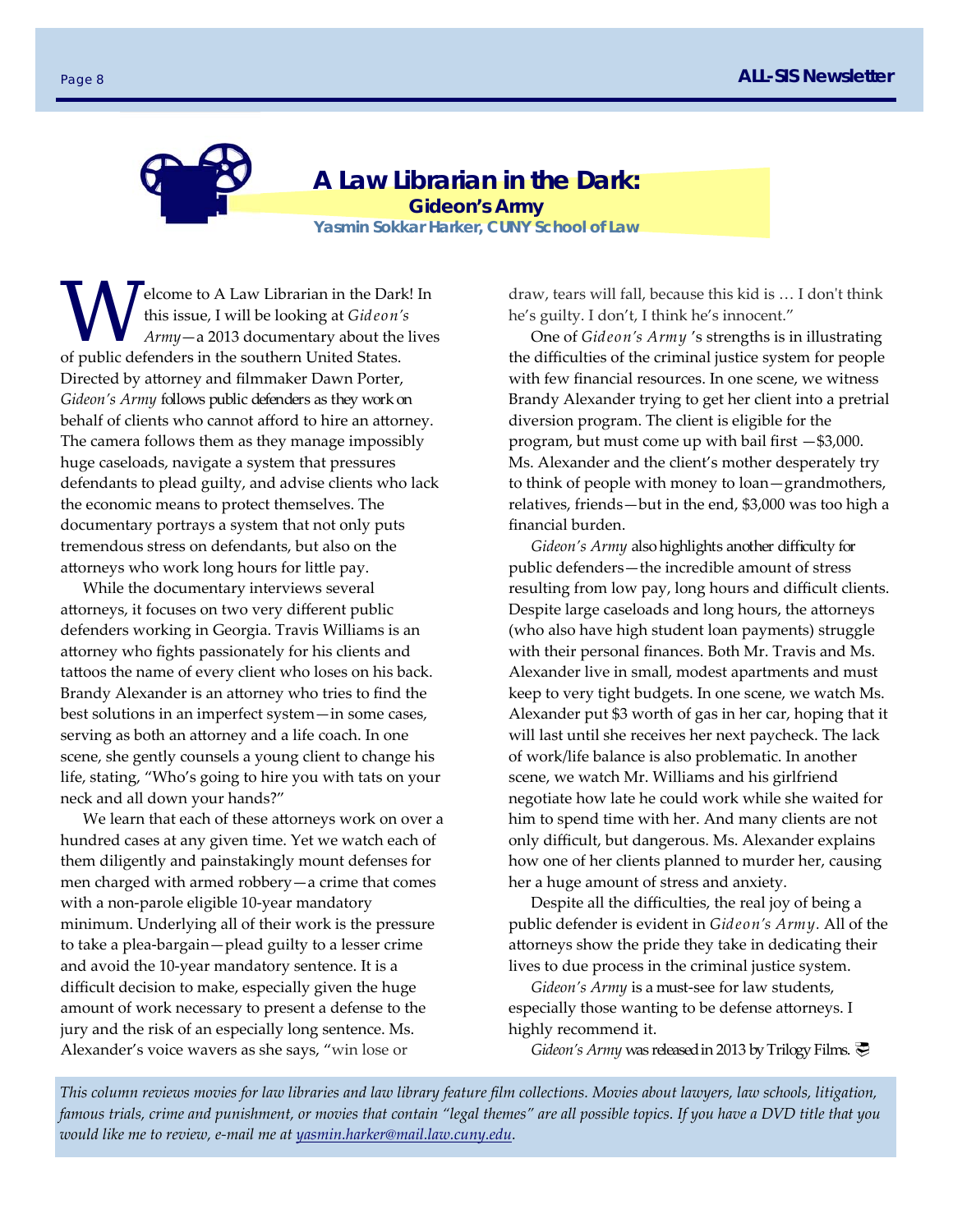# A Law Librarian in the Dark:

## Gideon's Army

**Yasmin Sokkar Harker, CUNY School of Law**

Welcome to A Law Librarian in the Dark! In this issue, I will be looking at *Gideon's Army*—a 2013 documentary about the lives of public defenders in the southern United States. Directed by attorney and filmmaker Dawn Porter, *Gideon's Army* follows public defenders as they work on behalf of clients who cannot afford to hire an attorney. The camera follows them as they manage impossibly huge caseloads, navigate a system that pressures defendants to plead guilty, and advise clients who lack the economic means to protect themselves. The documentary portrays a system that not only puts tremendous stress on defendants, but also on the attorneys who work long hours for little pay.

While the documentary interviews several attorneys, it focuses on two very different public defenders working in Georgia. Travis Williams is an attorney who fights passionately for his clients and tattoos the name of every client who loses on his back. Brandy Alexander is an attorney who tries to find the best solutions in an imperfect system—in some cases, serving as both an attorney and a life coach. In one scene, she gently counsels a young client to change his life, stating, "Who's going to hire you with tats on your neck and all down your hands?"

We learn that each of these attorneys work on over a hundred cases at any given time. Yet we watch each of them diligently and painstakingly mount defenses for men charged with armed robbery—a crime that comes with a non-parole eligible 10-year mandatory minimum. Underlying all of their work is the pressure to take a plea-bargain—plead guilty to a lesser crime and avoid the 10-year mandatory sentence. It is a difficult decision to make, especially given the huge amount of work necessary to present a defense to the jury and the risk of an especially long sentence. Ms. Alexander's voice wavers as she says, "win lose or draw, tears will fall, because this kid is … I don't think he's guilty. I don't, I think he's innocent."

One of *Gideon's Army* 's strengths is in illustrating the difficulties of the criminal justice system for people with few financial resources. In one scene, we witness Brandy Alexander trying to get her client into a pretrial diversion program. The client is eligible for the program, but must come up with bail first —$3,000. Ms. Alexander and the client's mother desperately try to think of people with money to loan—grandmothers, relatives, friends—but in the end, $3,000 was too high a financial burden.

*Gideon's Army* also highlights another difficulty for public defenders—the incredible amount of stress resulting from low pay, long hours and difficult clients. Despite large caseloads and long hours, the attorneys (who also have high student loan payments) struggle with their personal finances. Both Mr. Travis and Ms. Alexander live in small, modest apartments and must keep to very tight budgets. In one scene, we watch Ms. Alexander put $3 worth of gas in her car, hoping that it will last until she receives her next paycheck. The lack of work/life balance is also problematic. In another scene, we watch Mr. Williams and his girlfriend negotiate how late he could work while she waited for him to spend time with her. And many clients are not only difficult, but dangerous. Ms. Alexander explains how one of her clients planned to murder her, causing her a huge amount of stress and anxiety.

Despite all the difficulties, the real joy of being a public defender is evident in *Gideon's Army*. All of the attorneys show the pride they take in dedicating their lives to due process in the criminal justice system.

*Gideon's Army* is a must-see for law students, especially those wanting to be defense attorneys. I highly recommend it.

*Gideon's Army* was released in 2013 by Trilogy Films.

*This column reviews movies for law libraries and law library feature film collections. Movies about lawyers, law schools, litigation, famous trials, crime and punishment, or movies that contain "legal themes" are all possible topics. If you have a DVD title that you would like me to review, e-mail me at yasmin.harker@mail.law.cuny.edu.*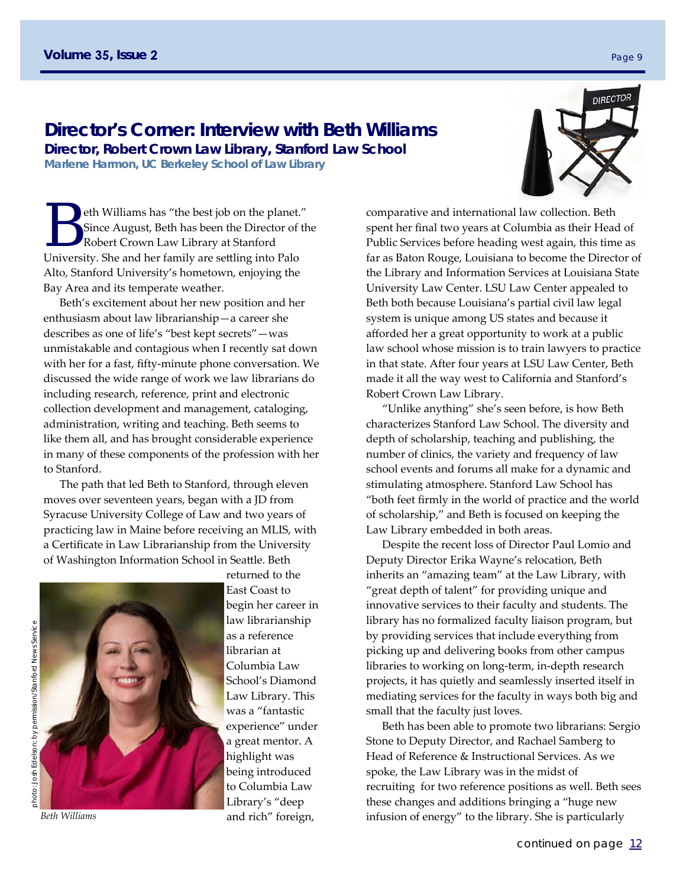# Director's Corner: Interview with Beth Williams

### Director, Robert Crown Law Library, Stanford Law School

**Marlene Harmon, UC Berkeley School of Law Library**

Beth Williams has "the best job on the planet." Since August, Beth has been the Director of the Robert Crown Law Library at Stanford University. She and her family are settling into Palo Alto, Stanford University's hometown, enjoying the Bay Area and its temperate weather.

Beth's excitement about her new position and her enthusiasm about law librarianship—a career she describes as one of life's "best kept secrets"—was unmistakable and contagious when I recently sat down with her for a fast, fifty-minute phone conversation. We discussed the wide range of work we law librarians do including research, reference, print and electronic collection development and management, cataloging, administration, writing and teaching. Beth seems to like them all, and has brought considerable experience in many of these components of the profession with her to Stanford.

The path that led Beth to Stanford, through eleven moves over seventeen years, began with a JD from Syracuse University College of Law and two years of practicing law in Maine before receiving an MLIS, with a Certificate in Law Librarianship from the University of Washington Information School in Seattle. Beth returned to the East Coast to begin her career in law librarianship as a reference librarian at Columbia Law School's Diamond Law Library. This was a "fantastic experience" under a great mentor. A highlight was being introduced to Columbia Law Library's "deep and rich" foreign, comparative and international law collection. Beth spent her final two years at Columbia as their Head of Public Services before heading west again, this time as far as Baton Rouge, Louisiana to become the Director of the Library and Information Services at Louisiana State University Law Center. LSU Law Center appealed to Beth both because Louisiana's partial civil law legal system is unique among US states and because it afforded her a great opportunity to work at a public law school whose mission is to train lawyers to practice in that state. After four years at LSU Law Center, Beth made it all the way west to California and Stanford's Robert Crown Law Library.

photo: Josh Edelson; by permission/Stanford News Service

*Beth Williams*

"Unlike anything" she's seen before, is how Beth characterizes Stanford Law School. The diversity and depth of scholarship, teaching and publishing, the number of clinics, the variety and frequency of law school events and forums all make for a dynamic and stimulating atmosphere. Stanford Law School has "both feet firmly in the world of practice and the world of scholarship," and Beth is focused on keeping the Law Library embedded in both areas.

Despite the recent loss of Director Paul Lomio and Deputy Director Erika Wayne's relocation, Beth inherits an "amazing team" at the Law Library, with "great depth of talent" for providing unique and innovative services to their faculty and students. The library has no formalized faculty liaison program, but by providing services that include everything from picking up and delivering books from other campus libraries to working on long-term, in-depth research projects, it has quietly and seamlessly inserted itself in mediating services for the faculty in ways both big and small that the faculty just loves.

Beth has been able to promote two librarians: Sergio Stone to Deputy Director, and Rachael Samberg to Head of Reference & Instructional Services. As we spoke, the Law Library was in the midst of recruiting for two reference positions as well. Beth sees these changes and additions bringing a "huge new infusion of energy" to the library. She is particularly

continued on page 12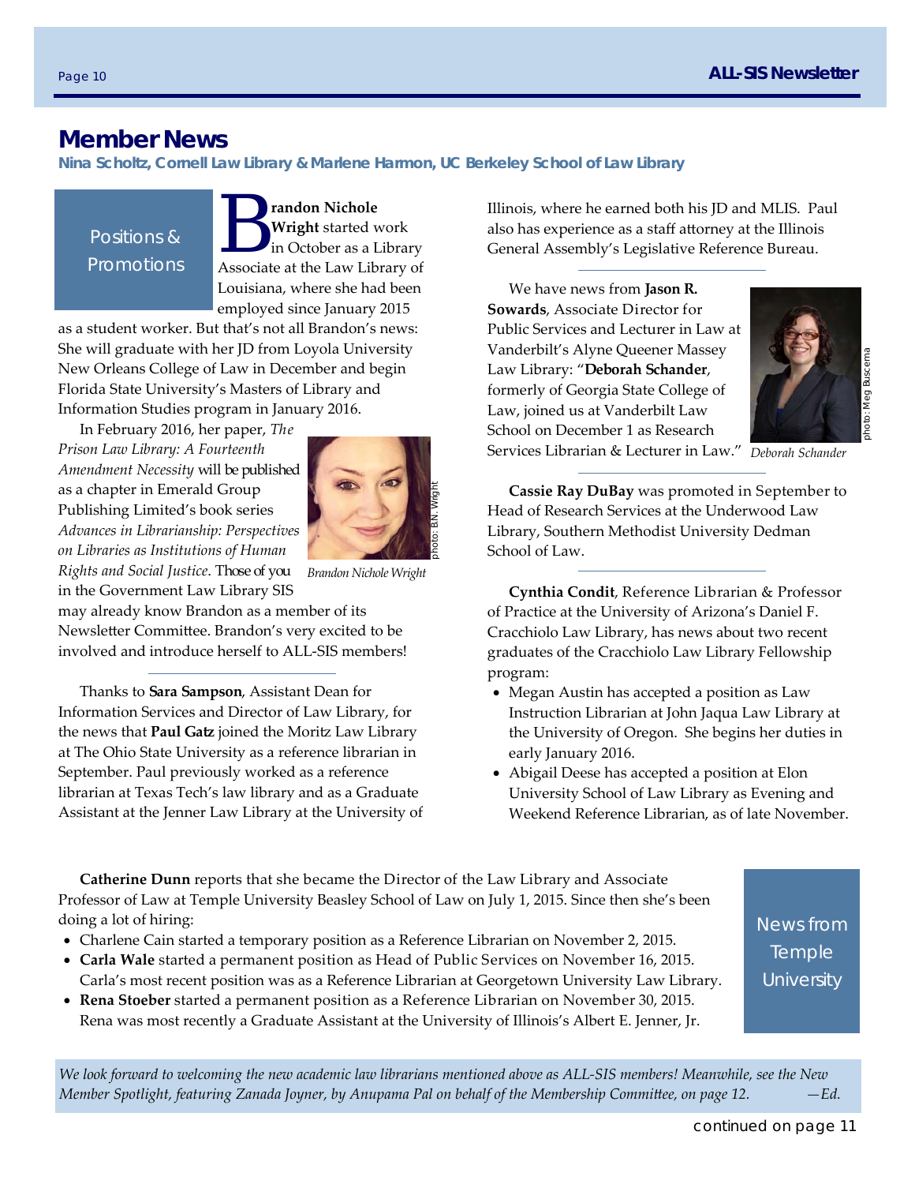# Member News

**Nina Scholtz, Cornell Law Library & Marlene Harmon, UC Berkeley School of Law Library**

## Positions & Promotions

**Brandon Nichole Wright** started work in October as a Library Associate at the Law Library of Louisiana, where she had been employed since January 2015 as a student worker. But that's not all Brandon's news: She will graduate with her JD from Loyola University New Orleans College of Law in December and begin Florida State University's Masters of Library and Information Studies program in January 2016.

In February 2016, her paper, *The Prison Law Library: A Fourteenth Amendment Necessity* will be published as a chapter in Emerald Group Publishing Limited's book series *Advances in Librarianship: Perspectives on Libraries as Institutions of Human Rights and Social Justice*. Those of you in the Government Law Library SIS may already know Brandon as a member of its Newsletter Committee. Brandon's very excited to be involved and introduce herself to ALL-SIS members!

photo: B.N. Wright

*Brandon Nichole Wright*

---

Thanks to **Sara Sampson**, Assistant Dean for Information Services and Director of Law Library, for the news that **Paul Gatz** joined the Moritz Law Library at The Ohio State University as a reference librarian in September. Paul previously worked as a reference librarian at Texas Tech's law library and as a Graduate Assistant at the Jenner Law Library at the University of Illinois, where he earned both his JD and MLIS. Paul also has experience as a staff attorney at the Illinois General Assembly's Legislative Reference Bureau.

---

We have news from **Jason R. Sowards**, Associate Director for Public Services and Lecturer in Law at Vanderbilt's Alyne Queener Massey Law Library: "**Deborah Schander**, formerly of Georgia State College of Law, joined us at Vanderbilt Law School on December 1 as Research Services Librarian & Lecturer in Law."

photo: Meg Buscema

*Deborah Schander*

---

**Cassie Ray DuBay** was promoted in September to Head of Research Services at the Underwood Law Library, Southern Methodist University Dedman School of Law.

---

**Cynthia Condit**, Reference Librarian & Professor of Practice at the University of Arizona's Daniel F. Cracchiolo Law Library, has news about two recent graduates of the Cracchiolo Law Library Fellowship program:

- Megan Austin has accepted a position as Law Instruction Librarian at John Jaqua Law Library at the University of Oregon. She begins her duties in early January 2016.
- Abigail Deese has accepted a position at Elon University School of Law Library as Evening and Weekend Reference Librarian, as of late November.

## News from Temple University

**Catherine Dunn** reports that she became the Director of the Law Library and Associate Professor of Law at Temple University Beasley School of Law on July 1, 2015. Since then she's been doing a lot of hiring:

- Charlene Cain started a temporary position as a Reference Librarian on November 2, 2015.
- **Carla Wale** started a permanent position as Head of Public Services on November 16, 2015. Carla's most recent position was as a Reference Librarian at Georgetown University Law Library.
- **Rena Stoeber** started a permanent position as a Reference Librarian on November 30, 2015. Rena was most recently a Graduate Assistant at the University of Illinois's Albert E. Jenner, Jr.

*We look forward to welcoming the new academic law librarians mentioned above as ALL-SIS members! Meanwhile, see the New Member Spotlight, featuring Zanada Joyner, by Anupama Pal on behalf of the Membership Committee, on page 12. —Ed.*

continued on page 11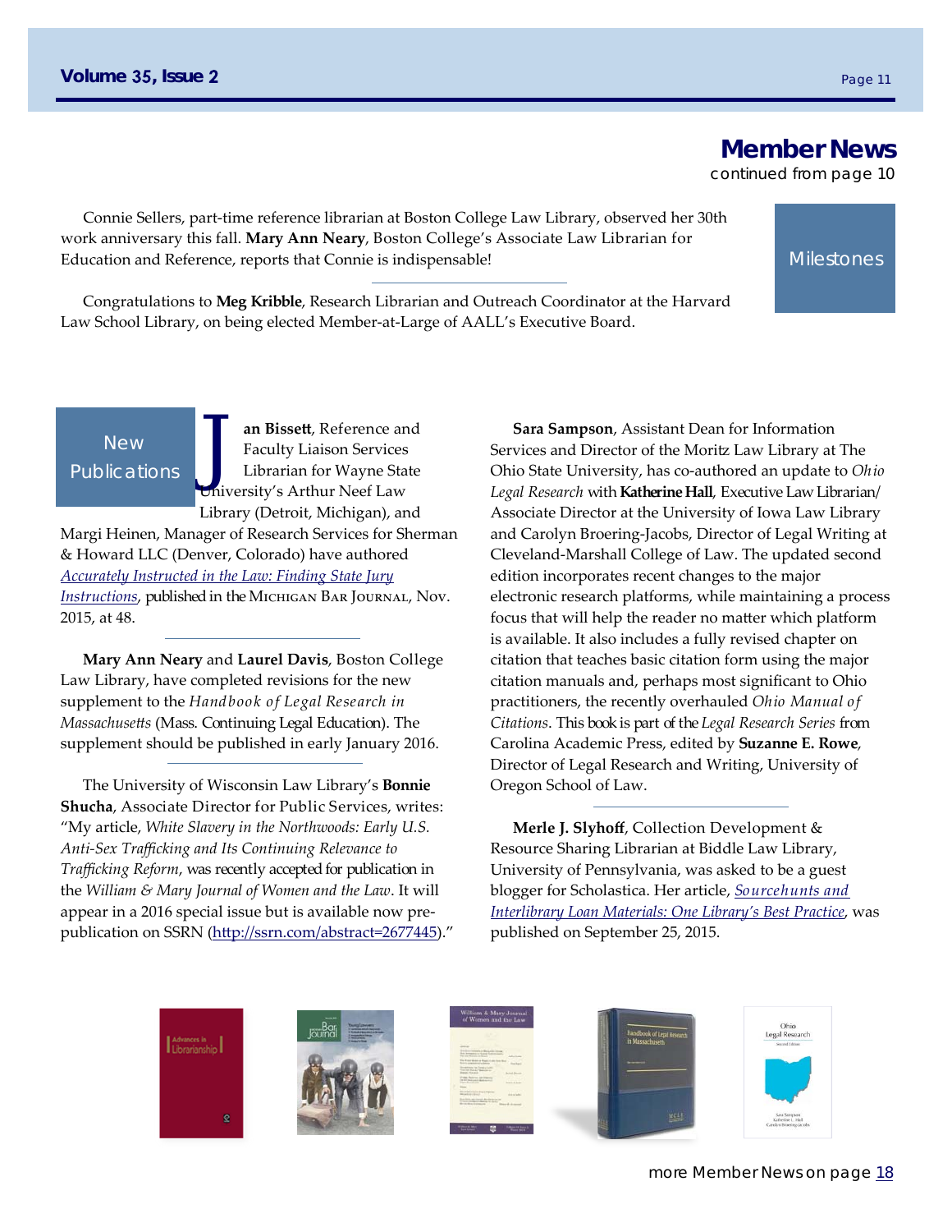## Member News

continued from page 10

### Milestones

Connie Sellers, part-time reference librarian at Boston College Law Library, observed her 30th work anniversary this fall. **Mary Ann Neary**, Boston College's Associate Law Librarian for Education and Reference, reports that Connie is indispensable!

---

Congratulations to **Meg Kribble**, Research Librarian and Outreach Coordinator at the Harvard Law School Library, on being elected Member-at-Large of AALL's Executive Board.

### New Publications

**Jan Bissett**, Reference and Faculty Liaison Services Librarian for Wayne State University's Arthur Neef Law Library (Detroit, Michigan), and Margi Heinen, Manager of Research Services for Sherman & Howard LLC (Denver, Colorado) have authored *Accurately Instructed in the Law: Finding State Jury Instructions*, published in the MICHIGAN BAR JOURNAL, Nov. 2015, at 48.

---

**Mary Ann Neary** and **Laurel Davis**, Boston College Law Library, have completed revisions for the new supplement to the *Handbook of Legal Research in Massachusetts* (Mass. Continuing Legal Education). The supplement should be published in early January 2016.

---

The University of Wisconsin Law Library's **Bonnie Shucha**, Associate Director for Public Services, writes: "My article, *White Slavery in the Northwoods: Early U.S. Anti-Sex Trafficking and Its Continuing Relevance to Trafficking Reform*, was recently accepted for publication in the *William & Mary Journal of Women and the Law*. It will appear in a 2016 special issue but is available now pre-publication on SSRN (http://ssrn.com/abstract=2677445)."

**Sara Sampson**, Assistant Dean for Information Services and Director of the Moritz Law Library at The Ohio State University, has co-authored an update to *Ohio Legal Research* with **Katherine Hall**, Executive Law Librarian/ Associate Director at the University of Iowa Law Library and Carolyn Broering-Jacobs, Director of Legal Writing at Cleveland-Marshall College of Law. The updated second edition incorporates recent changes to the major electronic research platforms, while maintaining a process focus that will help the reader no matter which platform is available. It also includes a fully revised chapter on citation that teaches basic citation form using the major citation manuals and, perhaps most significant to Ohio practitioners, the recently overhauled *Ohio Manual of Citations*. This book is part of the *Legal Research Series* from Carolina Academic Press, edited by **Suzanne E. Rowe**, Director of Legal Research and Writing, University of Oregon School of Law.

---

**Merle J. Slyhoff**, Collection Development & Resource Sharing Librarian at Biddle Law Library, University of Pennsylvania, was asked to be a guest blogger for Scholastica. Her article, *Sourcehunts and Interlibrary Loan Materials: One Library's Best Practice*, was published on September 25, 2015.

more Member News on page 18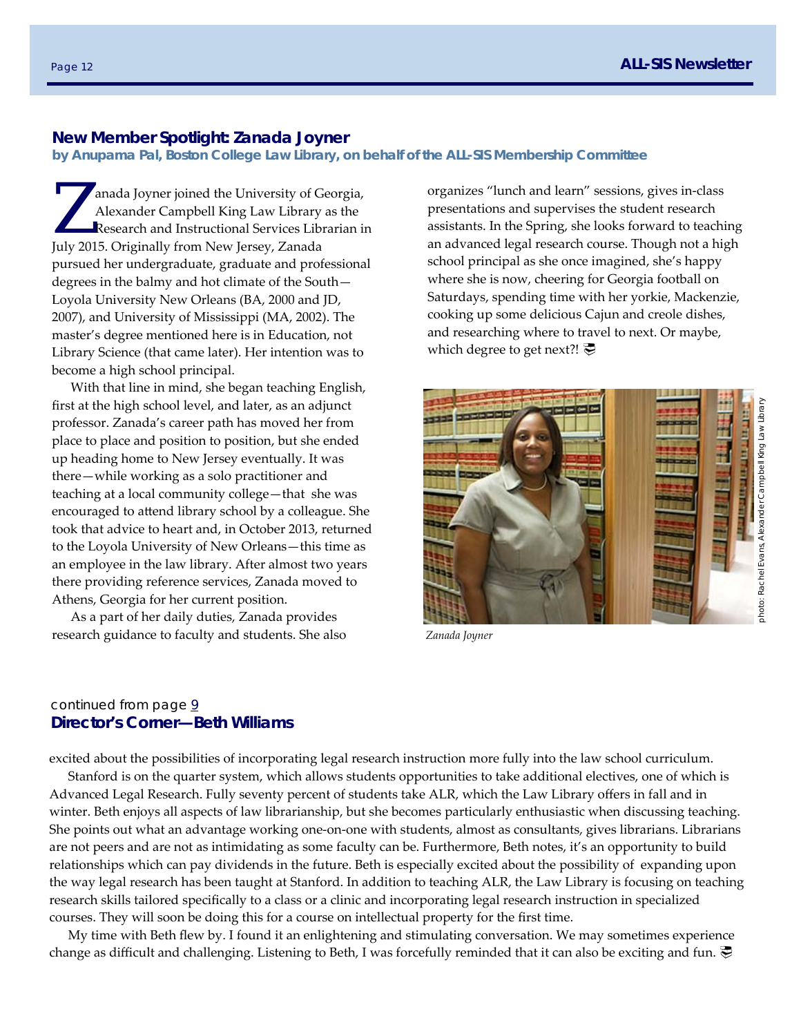## New Member Spotlight: Zanada Joyner

**by Anupama Pal, Boston College Law Library, on behalf of the ALL-SIS Membership Committee**

Zanada Joyner joined the University of Georgia, Alexander Campbell King Law Library as the Research and Instructional Services Librarian in July 2015. Originally from New Jersey, Zanada pursued her undergraduate, graduate and professional degrees in the balmy and hot climate of the South—Loyola University New Orleans (BA, 2000 and JD, 2007), and University of Mississippi (MA, 2002). The master's degree mentioned here is in Education, not Library Science (that came later). Her intention was to become a high school principal.

With that line in mind, she began teaching English, first at the high school level, and later, as an adjunct professor. Zanada's career path has moved her from place to place and position to position, but she ended up heading home to New Jersey eventually. It was there—while working as a solo practitioner and teaching at a local community college—that she was encouraged to attend library school by a colleague. She took that advice to heart and, in October 2013, returned to the Loyola University of New Orleans—this time as an employee in the law library. After almost two years there providing reference services, Zanada moved to Athens, Georgia for her current position.

As a part of her daily duties, Zanada provides research guidance to faculty and students. She also organizes "lunch and learn" sessions, gives in-class presentations and supervises the student research assistants. In the Spring, she looks forward to teaching an advanced legal research course. Though not a high school principal as she once imagined, she's happy where she is now, cheering for Georgia football on Saturdays, spending time with her yorkie, Mackenzie, cooking up some delicious Cajun and creole dishes, and researching where to travel to next. Or maybe, which degree to get next?!

photo: Rachel Evans, Alexander Campbell King Law Library

*Zanada Joyner*

continued from page 9

## Director's Corner—Beth Williams

excited about the possibilities of incorporating legal research instruction more fully into the law school curriculum.

Stanford is on the quarter system, which allows students opportunities to take additional electives, one of which is Advanced Legal Research. Fully seventy percent of students take ALR, which the Law Library offers in fall and in winter. Beth enjoys all aspects of law librarianship, but she becomes particularly enthusiastic when discussing teaching. She points out what an advantage working one-on-one with students, almost as consultants, gives librarians. Librarians are not peers and are not as intimidating as some faculty can be. Furthermore, Beth notes, it's an opportunity to build relationships which can pay dividends in the future. Beth is especially excited about the possibility of expanding upon the way legal research has been taught at Stanford. In addition to teaching ALR, the Law Library is focusing on teaching research skills tailored specifically to a class or a clinic and incorporating legal research instruction in specialized courses. They will soon be doing this for a course on intellectual property for the first time.

My time with Beth flew by. I found it an enlightening and stimulating conversation. We may sometimes experience change as difficult and challenging. Listening to Beth, I was forcefully reminded that it can also be exciting and fun.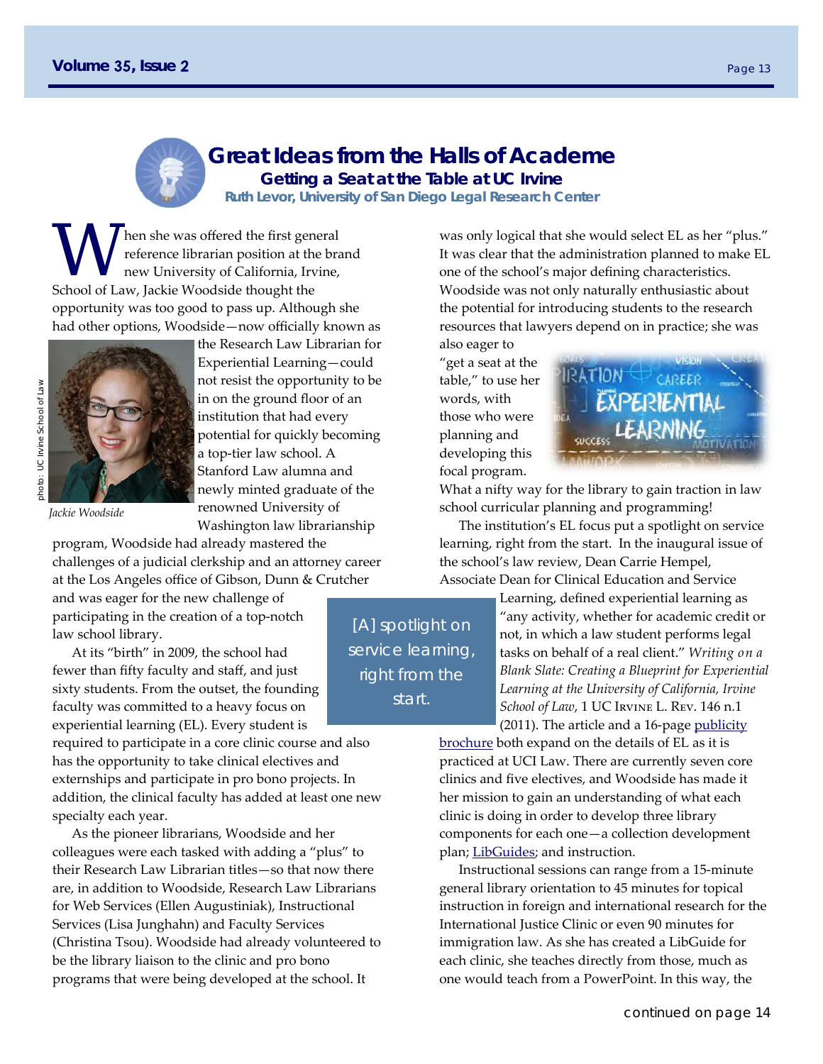# Great Ideas from the Halls of Academe

## Getting a Seat at the Table at UC Irvine

**Ruth Levor, University of San Diego Legal Research Center**

When she was offered the first general reference librarian position at the brand new University of California, Irvine, School of Law, Jackie Woodside thought the opportunity was too good to pass up. Although she had other options, Woodside—now officially known as the Research Law Librarian for Experiential Learning—could not resist the opportunity to be in on the ground floor of an institution that had every potential for quickly becoming a top-tier law school. A Stanford Law alumna and newly minted graduate of the renowned University of Washington law librarianship program, Woodside had already mastered the challenges of a judicial clerkship and an attorney career at the Los Angeles office of Gibson, Dunn & Crutcher and was eager for the new challenge of participating in the creation of a top-notch law school library.

*Jackie Woodside*

photo: UC Irvine School of Law

At its "birth" in 2009, the school had fewer than fifty faculty and staff, and just sixty students. From the outset, the founding faculty was committed to a heavy focus on experiential learning (EL). Every student is required to participate in a core clinic course and also has the opportunity to take clinical electives and externships and participate in pro bono projects. In addition, the clinical faculty has added at least one new specialty each year.

As the pioneer librarians, Woodside and her colleagues were each tasked with adding a "plus" to their Research Law Librarian titles—so that now there are, in addition to Woodside, Research Law Librarians for Web Services (Ellen Augustiniak), Instructional Services (Lisa Junghahn) and Faculty Services (Christina Tsou). Woodside had already volunteered to be the library liaison to the clinic and pro bono programs that were being developed at the school. It was only logical that she would select EL as her "plus." It was clear that the administration planned to make EL one of the school's major defining characteristics. Woodside was not only naturally enthusiastic about the potential for introducing students to the research resources that lawyers depend on in practice; she was also eager to "get a seat at the table," to use her words, with those who were planning and developing this focal program. What a nifty way for the library to gain traction in law school curricular planning and programming!

The institution's EL focus put a spotlight on service learning, right from the start. In the inaugural issue of the school's law review, Dean Carrie Hempel, Associate Dean for Clinical Education and Service Learning, defined experiential learning as "any activity, whether for academic credit or not, in which a law student performs legal tasks on behalf of a real client." *Writing on a Blank Slate: Creating a Blueprint for Experiential Learning at the University of California, Irvine School of Law*, 1 UC Irvine L. Rev. 146 n.1 (2011). The article and a 16-page publicity brochure both expand on the details of EL as it is practiced at UCI Law. There are currently seven core clinics and five electives, and Woodside has made it her mission to gain an understanding of what each clinic is doing in order to develop three library components for each one—a collection development plan; LibGuides; and instruction.

> [A] spotlight on service learning, right from the start.

Instructional sessions can range from a 15-minute general library orientation to 45 minutes for topical instruction in foreign and international research for the International Justice Clinic or even 90 minutes for immigration law. As she has created a LibGuide for each clinic, she teaches directly from those, much as one would teach from a PowerPoint. In this way, the

continued on page 14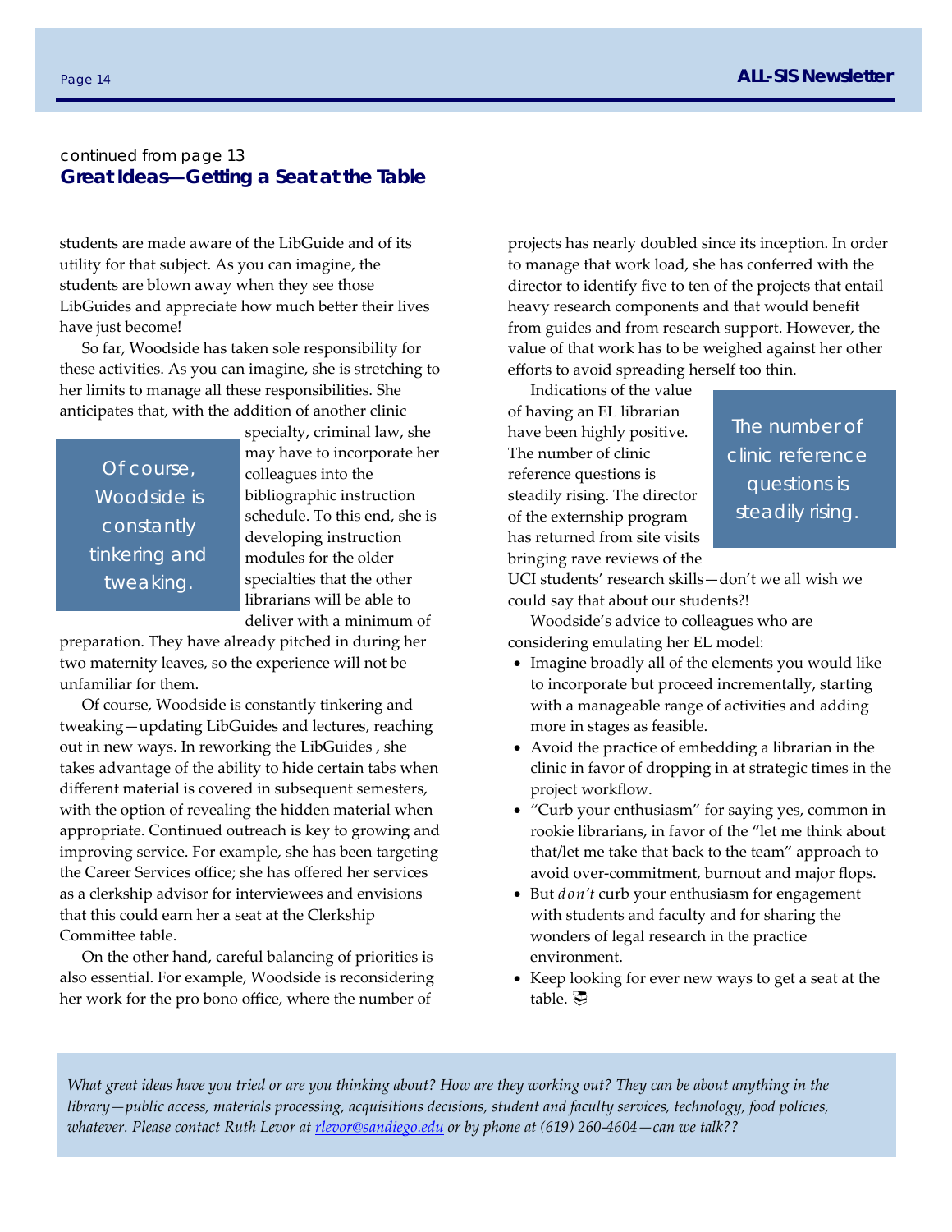continued from page 13

## Great Ideas—Getting a Seat at the Table

students are made aware of the LibGuide and of its utility for that subject. As you can imagine, the students are blown away when they see those LibGuides and appreciate how much better their lives have just become!

So far, Woodside has taken sole responsibility for these activities. As you can imagine, she is stretching to her limits to manage all these responsibilities. She anticipates that, with the addition of another clinic specialty, criminal law, she may have to incorporate her colleagues into the bibliographic instruction schedule. To this end, she is developing instruction modules for the older specialties that the other librarians will be able to deliver with a minimum of preparation. They have already pitched in during her two maternity leaves, so the experience will not be unfamiliar for them.

> Of course, Woodside is constantly tinkering and tweaking.

Of course, Woodside is constantly tinkering and tweaking—updating LibGuides and lectures, reaching out in new ways. In reworking the LibGuides , she takes advantage of the ability to hide certain tabs when different material is covered in subsequent semesters, with the option of revealing the hidden material when appropriate. Continued outreach is key to growing and improving service. For example, she has been targeting the Career Services office; she has offered her services as a clerkship advisor for interviewees and envisions that this could earn her a seat at the Clerkship Committee table.

On the other hand, careful balancing of priorities is also essential. For example, Woodside is reconsidering her work for the pro bono office, where the number of projects has nearly doubled since its inception. In order to manage that work load, she has conferred with the director to identify five to ten of the projects that entail heavy research components and that would benefit from guides and from research support. However, the value of that work has to be weighed against her other efforts to avoid spreading herself too thin.

Indications of the value of having an EL librarian have been highly positive. The number of clinic reference questions is steadily rising. The director of the externship program has returned from site visits bringing rave reviews of the UCI students' research skills—don't we all wish we could say that about our students?!

> The number of clinic reference questions is steadily rising.

Woodside's advice to colleagues who are considering emulating her EL model:

- Imagine broadly all of the elements you would like to incorporate but proceed incrementally, starting with a manageable range of activities and adding more in stages as feasible.
- Avoid the practice of embedding a librarian in the clinic in favor of dropping in at strategic times in the project workflow.
- "Curb your enthusiasm" for saying yes, common in rookie librarians, in favor of the "let me think about that/let me take that back to the team" approach to avoid over-commitment, burnout and major flops.
- But *don't* curb your enthusiasm for engagement with students and faculty and for sharing the wonders of legal research in the practice environment.
- Keep looking for ever new ways to get a seat at the table.

*What great ideas have you tried or are you thinking about? How are they working out? They can be about anything in the library—public access, materials processing, acquisitions decisions, student and faculty services, technology, food policies, whatever. Please contact Ruth Levor at [rlevor@sandiego.edu](mailto:rlevor@sandiego.edu) or by phone at (619) 260-4604—can we talk??*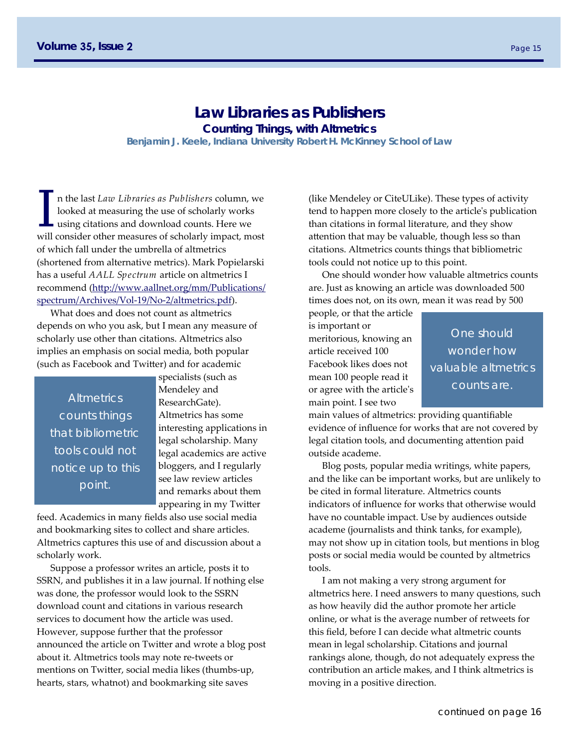# Law Libraries as Publishers

## Counting Things, with Altmetrics

**Benjamin J. Keele, Indiana University Robert H. McKinney School of Law**

In the last *Law Libraries as Publishers* column, we looked at measuring the use of scholarly works using citations and download counts. Here we will consider other measures of scholarly impact, most of which fall under the umbrella of altmetrics (shortened from alternative metrics). Mark Popielarski has a useful *AALL Spectrum* article on altmetrics I recommend (http://www.aallnet.org/mm/Publications/spectrum/Archives/Vol-19/No-2/altmetrics.pdf).

What does and does not count as altmetrics depends on who you ask, but I mean any measure of scholarly use other than citations. Altmetrics also implies an emphasis on social media, both popular (such as Facebook and Twitter) and for academic specialists (such as Mendeley and ResearchGate). Altmetrics has some interesting applications in legal scholarship. Many legal academics are active bloggers, and I regularly see law review articles and remarks about them appearing in my Twitter feed. Academics in many fields also use social media and bookmarking sites to collect and share articles. Altmetrics captures this use of and discussion about a scholarly work.

> Altmetrics counts things that bibliometric tools could not notice up to this point.

Suppose a professor writes an article, posts it to SSRN, and publishes it in a law journal. If nothing else was done, the professor would look to the SSRN download count and citations in various research services to document how the article was used. However, suppose further that the professor announced the article on Twitter and wrote a blog post about it. Altmetrics tools may note re-tweets or mentions on Twitter, social media likes (thumbs-up, hearts, stars, whatnot) and bookmarking site saves (like Mendeley or CiteULike). These types of activity tend to happen more closely to the article's publication than citations in formal literature, and they show attention that may be valuable, though less so than citations. Altmetrics counts things that bibliometric tools could not notice up to this point.

One should wonder how valuable altmetrics counts are. Just as knowing an article was downloaded 500 times does not, on its own, mean it was read by 500 people, or that the article is important or meritorious, knowing an article received 100 Facebook likes does not mean 100 people read it or agree with the article's main point. I see two main values of altmetrics: providing quantifiable evidence of influence for works that are not covered by legal citation tools, and documenting attention paid outside academe.

> One should wonder how valuable altmetrics counts are.

Blog posts, popular media writings, white papers, and the like can be important works, but are unlikely to be cited in formal literature. Altmetrics counts indicators of influence for works that otherwise would have no countable impact. Use by audiences outside academe (journalists and think tanks, for example), may not show up in citation tools, but mentions in blog posts or social media would be counted by altmetrics tools.

I am not making a very strong argument for altmetrics here. I need answers to many questions, such as how heavily did the author promote her article online, or what is the average number of retweets for this field, before I can decide what altmetric counts mean in legal scholarship. Citations and journal rankings alone, though, do not adequately express the contribution an article makes, and I think altmetrics is moving in a positive direction.

continued on page 16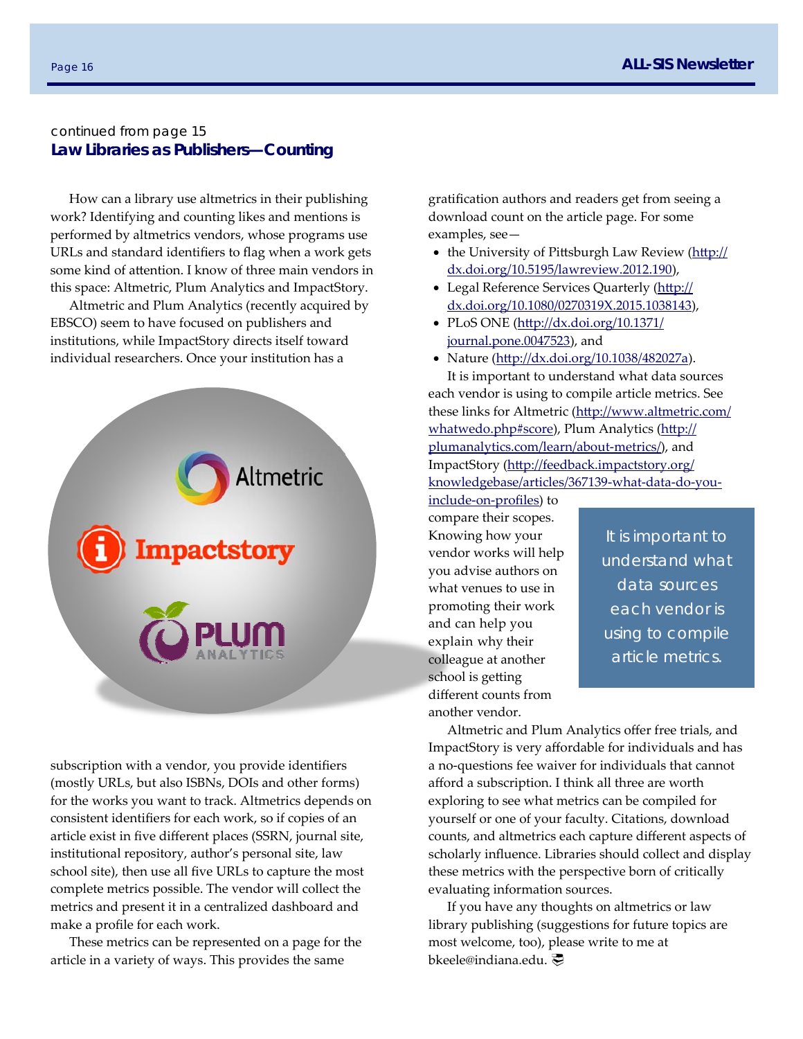continued from page 15

## Law Libraries as Publishers—Counting

How can a library use altmetrics in their publishing work? Identifying and counting likes and mentions is performed by altmetrics vendors, whose programs use URLs and standard identifiers to flag when a work gets some kind of attention. I know of three main vendors in this space: Altmetric, Plum Analytics and ImpactStory.

Altmetric and Plum Analytics (recently acquired by EBSCO) seem to have focused on publishers and institutions, while ImpactStory directs itself toward individual researchers. Once your institution has a subscription with a vendor, you provide identifiers (mostly URLs, but also ISBNs, DOIs and other forms) for the works you want to track. Altmetrics depends on consistent identifiers for each work, so if copies of an article exist in five different places (SSRN, journal site, institutional repository, author's personal site, law school site), then use all five URLs to capture the most complete metrics possible. The vendor will collect the metrics and present it in a centralized dashboard and make a profile for each work.

These metrics can be represented on a page for the article in a variety of ways. This provides the same gratification authors and readers get from seeing a download count on the article page. For some examples, see—

- the University of Pittsburgh Law Review (http://dx.doi.org/10.5195/lawreview.2012.190),
- Legal Reference Services Quarterly (http://dx.doi.org/10.1080/0270319X.2015.1038143),
- PLoS ONE (http://dx.doi.org/10.1371/journal.pone.0047523), and
- Nature (http://dx.doi.org/10.1038/482027a).

It is important to understand what data sources each vendor is using to compile article metrics. See these links for Altmetric (http://www.altmetric.com/whatwedo.php#score), Plum Analytics (http://plumanalytics.com/learn/about-metrics/), and ImpactStory (http://feedback.impactstory.org/knowledgebase/articles/367139-what-data-do-you-include-on-profiles) to compare their scopes. Knowing how your vendor works will help you advise authors on what venues to use in promoting their work and can help you explain why their colleague at another school is getting different counts from another vendor.

> It is important to understand what data sources each vendor is using to compile article metrics.

Altmetric and Plum Analytics offer free trials, and ImpactStory is very affordable for individuals and has a no-questions fee waiver for individuals that cannot afford a subscription. I think all three are worth exploring to see what metrics can be compiled for yourself or one of your faculty. Citations, download counts, and altmetrics each capture different aspects of scholarly influence. Libraries should collect and display these metrics with the perspective born of critically evaluating information sources.

If you have any thoughts on altmetrics or law library publishing (suggestions for future topics are most welcome, too), please write to me at bkeele@indiana.edu.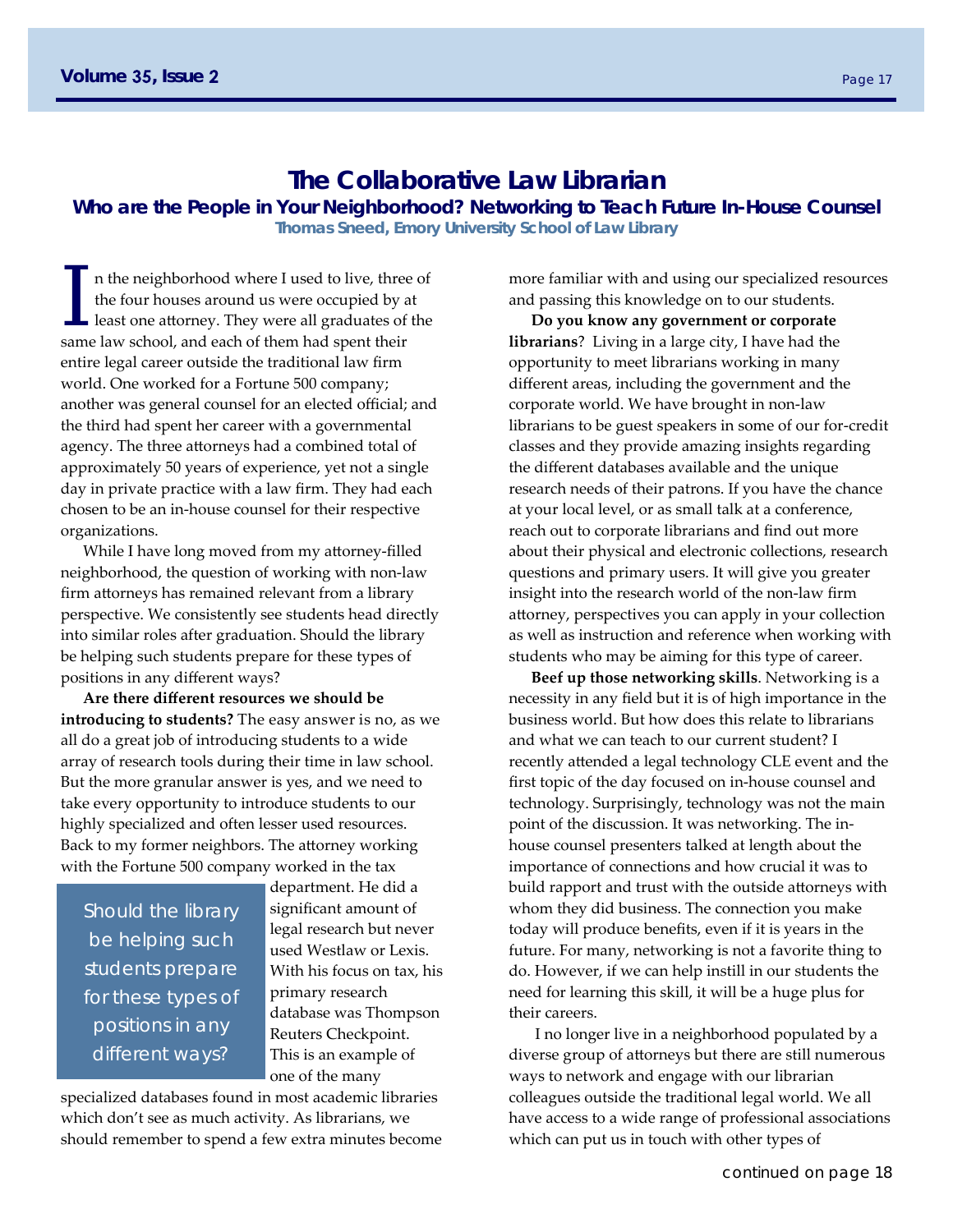# The Collaborative Law Librarian

## Who are the People in Your Neighborhood? Networking to Teach Future In-House Counsel

**Thomas Sneed, Emory University School of Law Library**

In the neighborhood where I used to live, three of the four houses around us were occupied by at least one attorney. They were all graduates of the same law school, and each of them had spent their entire legal career outside the traditional law firm world. One worked for a Fortune 500 company; another was general counsel for an elected official; and the third had spent her career with a governmental agency. The three attorneys had a combined total of approximately 50 years of experience, yet not a single day in private practice with a law firm. They had each chosen to be an in-house counsel for their respective organizations.

While I have long moved from my attorney-filled neighborhood, the question of working with non-law firm attorneys has remained relevant from a library perspective. We consistently see students head directly into similar roles after graduation. Should the library be helping such students prepare for these types of positions in any different ways?

**Are there different resources we should be introducing to students?** The easy answer is no, as we all do a great job of introducing students to a wide array of research tools during their time in law school. But the more granular answer is yes, and we need to take every opportunity to introduce students to our highly specialized and often lesser used resources. Back to my former neighbors. The attorney working with the Fortune 500 company worked in the tax department. He did a significant amount of legal research but never used Westlaw or Lexis. With his focus on tax, his primary research database was Thompson Reuters Checkpoint. This is an example of one of the many specialized databases found in most academic libraries which don't see as much activity. As librarians, we should remember to spend a few extra minutes become more familiar with and using our specialized resources and passing this knowledge on to our students.

> *Should the library be helping such students prepare for these types of positions in any different ways?*

**Do you know any government or corporate librarians**? Living in a large city, I have had the opportunity to meet librarians working in many different areas, including the government and the corporate world. We have brought in non-law librarians to be guest speakers in some of our for-credit classes and they provide amazing insights regarding the different databases available and the unique research needs of their patrons. If you have the chance at your local level, or as small talk at a conference, reach out to corporate librarians and find out more about their physical and electronic collections, research questions and primary users. It will give you greater insight into the research world of the non-law firm attorney, perspectives you can apply in your collection as well as instruction and reference when working with students who may be aiming for this type of career.

**Beef up those networking skills**. Networking is a necessity in any field but it is of high importance in the business world. But how does this relate to librarians and what we can teach to our current student? I recently attended a legal technology CLE event and the first topic of the day focused on in-house counsel and technology. Surprisingly, technology was not the main point of the discussion. It was networking. The in-house counsel presenters talked at length about the importance of connections and how crucial it was to build rapport and trust with the outside attorneys with whom they did business. The connection you make today will produce benefits, even if it is years in the future. For many, networking is not a favorite thing to do. However, if we can help instill in our students the need for learning this skill, it will be a huge plus for their careers.

I no longer live in a neighborhood populated by a diverse group of attorneys but there are still numerous ways to network and engage with our librarian colleagues outside the traditional legal world. We all have access to a wide range of professional associations which can put us in touch with other types of

*continued on page 18*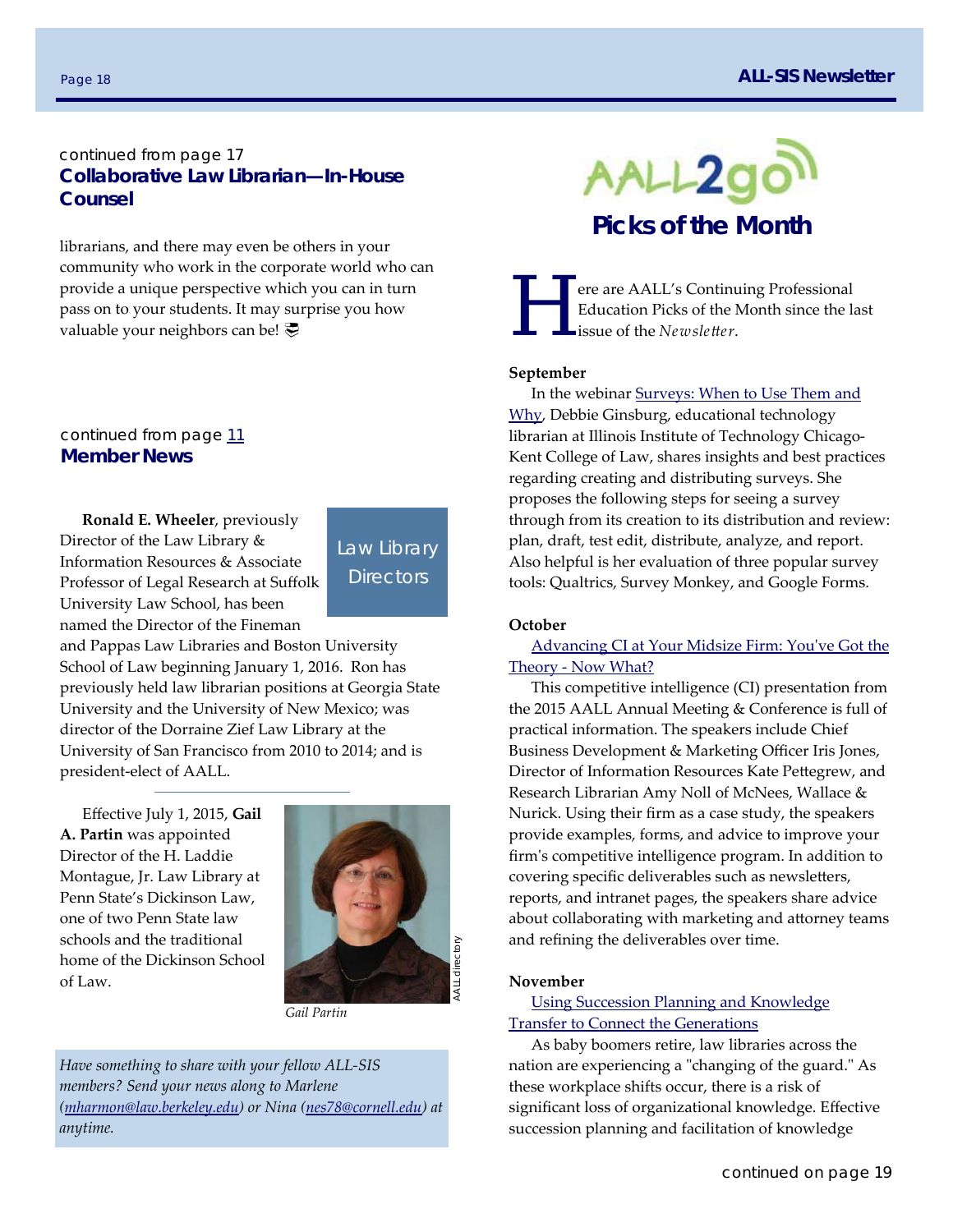continued from page 17

## Collaborative Law Librarian—In-House Counsel

librarians, and there may even be others in your community who work in the corporate world who can provide a unique perspective which you can in turn pass on to your students. It may surprise you how valuable your neighbors can be!

continued from page 11

## Member News

Law Library Directors

**Ronald E. Wheeler**, previously Director of the Law Library & Information Resources & Associate Professor of Legal Research at Suffolk University Law School, has been named the Director of the Fineman and Pappas Law Libraries and Boston University School of Law beginning January 1, 2016. Ron has previously held law librarian positions at Georgia State University and the University of New Mexico; was director of the Dorraine Zief Law Library at the University of San Francisco from 2010 to 2014; and is president-elect of AALL.

Effective July 1, 2015, **Gail A. Partin** was appointed Director of the H. Laddie Montague, Jr. Law Library at Penn State's Dickinson Law, one of two Penn State law schools and the traditional home of the Dickinson School of Law.

AALL directory

*Gail Partin*

*Have something to share with your fellow ALL-SIS members? Send your news along to Marlene (mharmon@law.berkeley.edu) or Nina (nes78@cornell.edu) at anytime.*

AALL2go

## Picks of the Month

Here are AALL's Continuing Professional Education Picks of the Month since the last issue of the *Newsletter*.

**September**

In the webinar Surveys: When to Use Them and Why, Debbie Ginsburg, educational technology librarian at Illinois Institute of Technology Chicago-Kent College of Law, shares insights and best practices regarding creating and distributing surveys. She proposes the following steps for seeing a survey through from its creation to its distribution and review: plan, draft, test edit, distribute, analyze, and report. Also helpful is her evaluation of three popular survey tools: Qualtrics, Survey Monkey, and Google Forms.

**October**

Advancing CI at Your Midsize Firm: You've Got the Theory - Now What?

This competitive intelligence (CI) presentation from the 2015 AALL Annual Meeting & Conference is full of practical information. The speakers include Chief Business Development & Marketing Officer Iris Jones, Director of Information Resources Kate Pettegrew, and Research Librarian Amy Noll of McNees, Wallace & Nurick. Using their firm as a case study, the speakers provide examples, forms, and advice to improve your firm's competitive intelligence program. In addition to covering specific deliverables such as newsletters, reports, and intranet pages, the speakers share advice about collaborating with marketing and attorney teams and refining the deliverables over time.

**November**

Using Succession Planning and Knowledge Transfer to Connect the Generations

As baby boomers retire, law libraries across the nation are experiencing a "changing of the guard." As these workplace shifts occur, there is a risk of significant loss of organizational knowledge. Effective succession planning and facilitation of knowledge

continued on page 19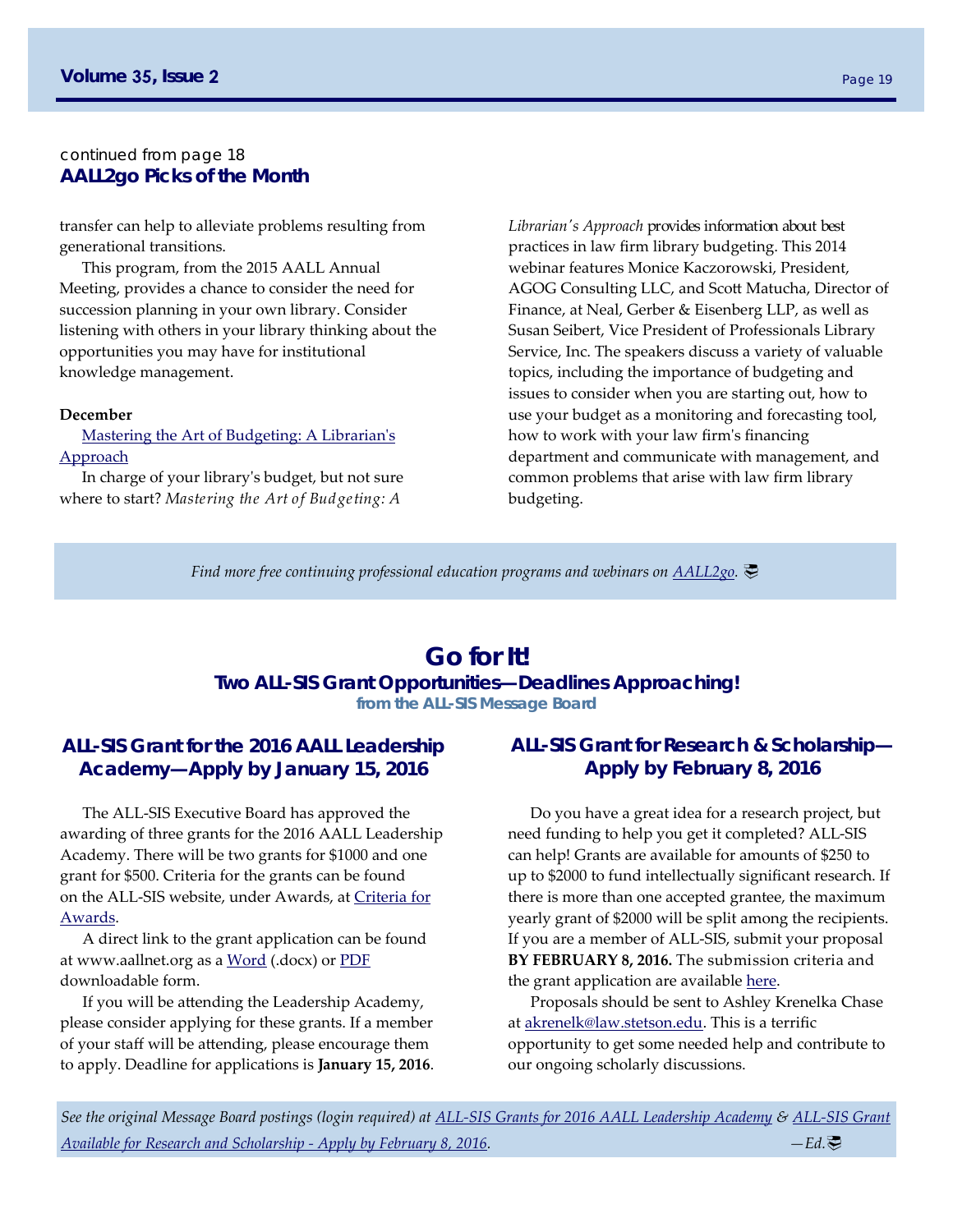continued from page 18

## AALL2go Picks of the Month

transfer can help to alleviate problems resulting from generational transitions.

This program, from the 2015 AALL Annual Meeting, provides a chance to consider the need for succession planning in your own library. Consider listening with others in your library thinking about the opportunities you may have for institutional knowledge management.

**December**

Mastering the Art of Budgeting: A Librarian's Approach

In charge of your library's budget, but not sure where to start? *Mastering the Art of Budgeting: A Librarian's Approach* provides information about best practices in law firm library budgeting. This 2014 webinar features Monice Kaczorowski, President, AGOG Consulting LLC, and Scott Matucha, Director of Finance, at Neal, Gerber & Eisenberg LLP, as well as Susan Seibert, Vice President of Professionals Library Service, Inc. The speakers discuss a variety of valuable topics, including the importance of budgeting and issues to consider when you are starting out, how to use your budget as a monitoring and forecasting tool, how to work with your law firm's financing department and communicate with management, and common problems that arise with law firm library budgeting.

*Find more free continuing professional education programs and webinars on AALL2go.*

# Go for It!

## Two ALL-SIS Grant Opportunities—Deadlines Approaching!

**from the ALL-SIS Message Board**

### ALL-SIS Grant for the 2016 AALL Leadership Academy—Apply by January 15, 2016

The ALL-SIS Executive Board has approved the awarding of three grants for the 2016 AALL Leadership Academy. There will be two grants for $1000 and one grant for $500. Criteria for the grants can be found on the ALL-SIS website, under Awards, at Criteria for Awards.

A direct link to the grant application can be found at www.aallnet.org as a Word (.docx) or PDF downloadable form.

If you will be attending the Leadership Academy, please consider applying for these grants. If a member of your staff will be attending, please encourage them to apply. Deadline for applications is **January 15, 2016**.

### ALL-SIS Grant for Research & Scholarship—Apply by February 8, 2016

Do you have a great idea for a research project, but need funding to help you get it completed? ALL-SIS can help! Grants are available for amounts of $250 to up to $2000 to fund intellectually significant research. If there is more than one accepted grantee, the maximum yearly grant of $2000 will be split among the recipients. If you are a member of ALL-SIS, submit your proposal **BY FEBRUARY 8, 2016.** The submission criteria and the grant application are available here.

Proposals should be sent to Ashley Krenelka Chase at akrenelk@law.stetson.edu. This is a terrific opportunity to get some needed help and contribute to our ongoing scholarly discussions.

*See the original Message Board postings (login required) at ALL-SIS Grants for 2016 AALL Leadership Academy & ALL-SIS Grant Available for Research and Scholarship - Apply by February 8, 2016.* —*Ed.*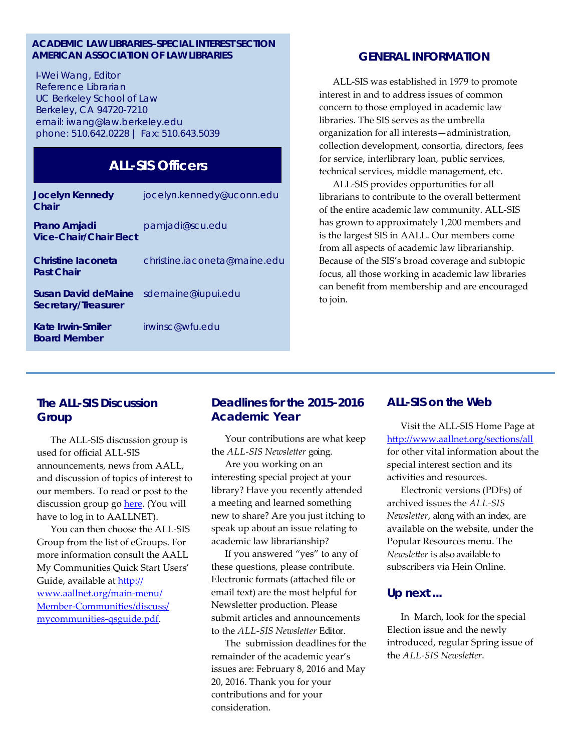**ACADEMIC LAW LIBRARIES-SPECIAL INTEREST SECTION**
**AMERICAN ASSOCIATION OF LAW LIBRARIES**

I-Wei Wang, Editor
Reference Librarian
UC Berkeley School of Law
Berkeley, CA 94720-7210
email: iwang@law.berkeley.edu
phone: 510.642.0228 | Fax: 510.643.5039

## ALL-SIS Officers

| | |
|---|---|
| **Jocelyn Kennedy** **Chair** | jocelyn.kennedy@uconn.edu |
| **Prano Amjadi** **Vice-Chair/Chair Elect** | pamjadi@scu.edu |
| **Christine Iaconeta** **Past Chair** | christine.iaconeta@maine.edu |
| **Susan David deMaine** **Secretary/Treasurer** | sdemaine@iupui.edu |
| **Kate Irwin-Smiler** **Board Member** | irwinsc@wfu.edu |

## GENERAL INFORMATION

ALL-SIS was established in 1979 to promote interest in and to address issues of common concern to those employed in academic law libraries. The SIS serves as the umbrella organization for all interests—administration, collection development, consortia, directors, fees for service, interlibrary loan, public services, technical services, middle management, etc.

ALL-SIS provides opportunities for all librarians to contribute to the overall betterment of the entire academic law community. ALL-SIS has grown to approximately 1,200 members and is the largest SIS in AALL. Our members come from all aspects of academic law librarianship. Because of the SIS's broad coverage and subtopic focus, all those working in academic law libraries can benefit from membership and are encouraged to join.

## The ALL-SIS Discussion Group

The ALL-SIS discussion group is used for official ALL-SIS announcements, news from AALL, and discussion of topics of interest to our members. To read or post to the discussion group go here. (You will have to log in to AALLNET).

You can then choose the ALL-SIS Group from the list of eGroups. For more information consult the AALL My Communities Quick Start Users' Guide, available at http://www.aallnet.org/main-menu/Member-Communities/discuss/mycommunities-qsguide.pdf.

## Deadlines for the 2015-2016 Academic Year

Your contributions are what keep the *ALL-SIS Newsletter* going.

Are you working on an interesting special project at your library? Have you recently attended a meeting and learned something new to share? Are you just itching to speak up about an issue relating to academic law librarianship?

If you answered "yes" to any of these questions, please contribute. Electronic formats (attached file or email text) are the most helpful for Newsletter production. Please submit articles and announcements to the *ALL-SIS Newsletter* Editor.

The submission deadlines for the remainder of the academic year's issues are: February 8, 2016 and May 20, 2016. Thank you for your contributions and for your consideration.

## ALL-SIS on the Web

Visit the ALL-SIS Home Page at http://www.aallnet.org/sections/all for other vital information about the special interest section and its activities and resources.

Electronic versions (PDFs) of archived issues the *ALL-SIS Newsletter*, along with an index, are available on the website, under the Popular Resources menu. The *Newsletter* is also available to subscribers via Hein Online.

## Up next ...

In March, look for the special Election issue and the newly introduced, regular Spring issue of the *ALL-SIS Newsletter*.